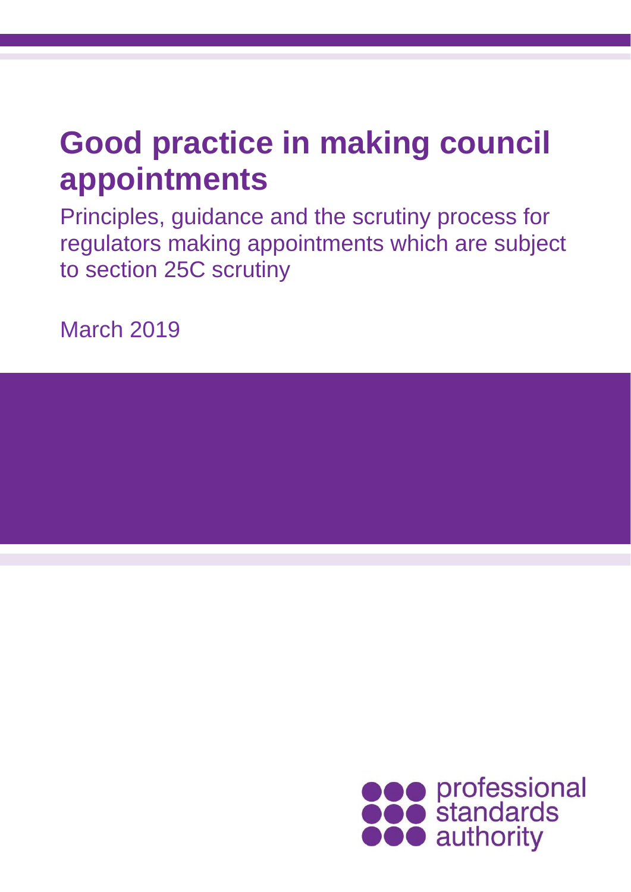# Good practice in making council appointments

Principles, guidance and the scrutiny process for regulators making appointments which are subject to section 25C scrutiny

March 2019

professional standards authority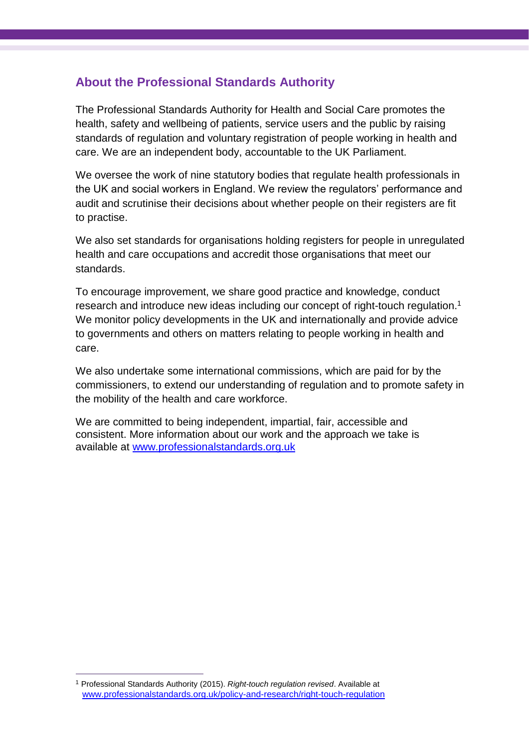## About the Professional Standards Authority

The Professional Standards Authority for Health and Social Care promotes the health, safety and wellbeing of patients, service users and the public by raising standards of regulation and voluntary registration of people working in health and care. We are an independent body, accountable to the UK Parliament.

We oversee the work of nine statutory bodies that regulate health professionals in the UK and social workers in England. We review the regulators' performance and audit and scrutinise their decisions about whether people on their registers are fit to practise.

We also set standards for organisations holding registers for people in unregulated health and care occupations and accredit those organisations that meet our standards.

To encourage improvement, we share good practice and knowledge, conduct research and introduce new ideas including our concept of right-touch regulation.[1] We monitor policy developments in the UK and internationally and provide advice to governments and others on matters relating to people working in health and care.

We also undertake some international commissions, which are paid for by the commissioners, to extend our understanding of regulation and to promote safety in the mobility of the health and care workforce.

We are committed to being independent, impartial, fair, accessible and consistent. More information about our work and the approach we take is available at [www.professionalstandards.org.uk](http://www.professionalstandards.org.uk)

---

[1] Professional Standards Authority (2015). *Right-touch regulation revised*. Available at [www.professionalstandards.org.uk/policy-and-research/right-touch-regulation](http://www.professionalstandards.org.uk/policy-and-research/right-touch-regulation)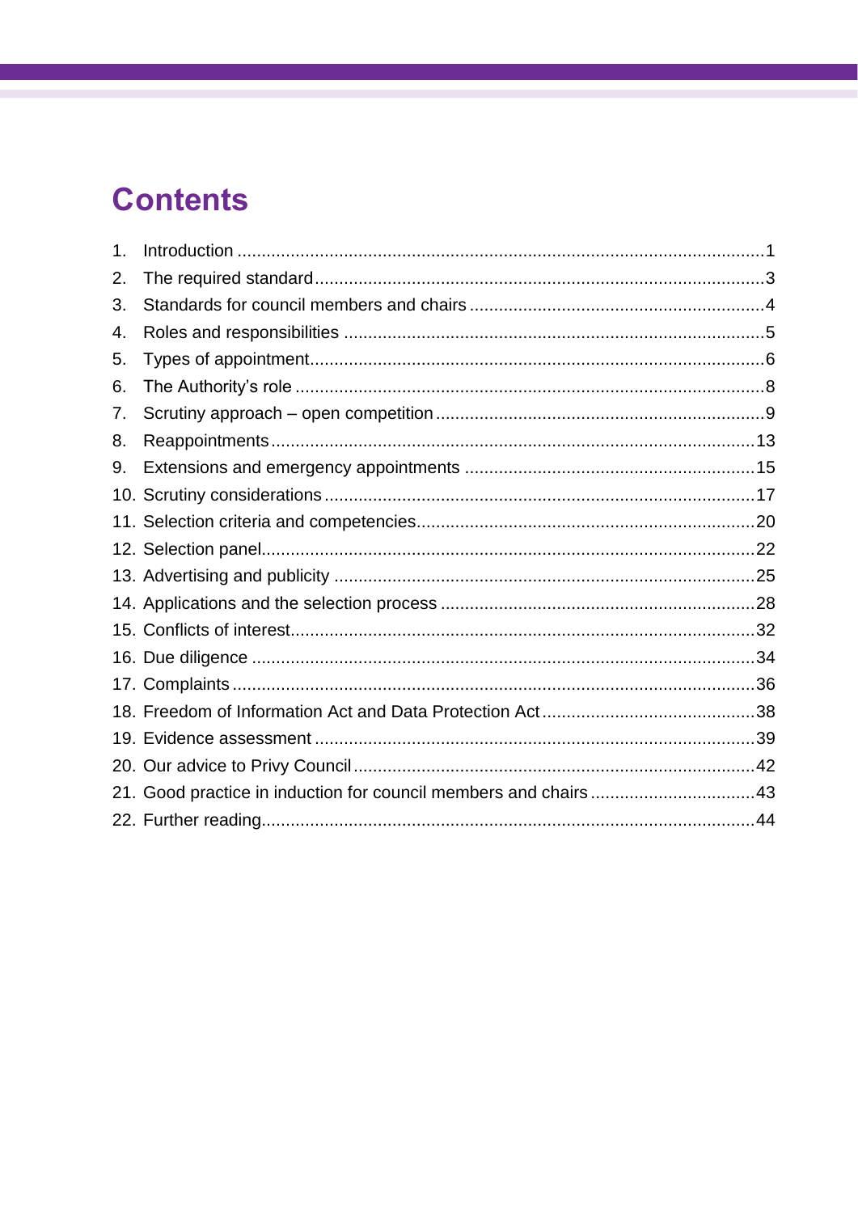# Contents

1. Introduction ........................................................................................................1
2. The required standard........................................................................................3
3. Standards for council members and chairs ........................................................4
4. Roles and responsibilities ...................................................................................5
5. Types of appointment.........................................................................................6
6. The Authority's role ............................................................................................8
7. Scrutiny approach – open competition ...............................................................9
8. Reappointments...............................................................................................13
9. Extensions and emergency appointments ........................................................15
10. Scrutiny considerations ....................................................................................17
11. Selection criteria and competencies..................................................................20
12. Selection panel..................................................................................................22
13. Advertising and publicity ...................................................................................25
14. Applications and the selection process .............................................................28
15. Conflicts of interest............................................................................................32
16. Due diligence ....................................................................................................34
17. Complaints ........................................................................................................36
18. Freedom of Information Act and Data Protection Act ........................................38
19. Evidence assessment .......................................................................................39
20. Our advice to Privy Council...............................................................................42
21. Good practice in induction for council members and chairs ..............................43
22. Further reading..................................................................................................44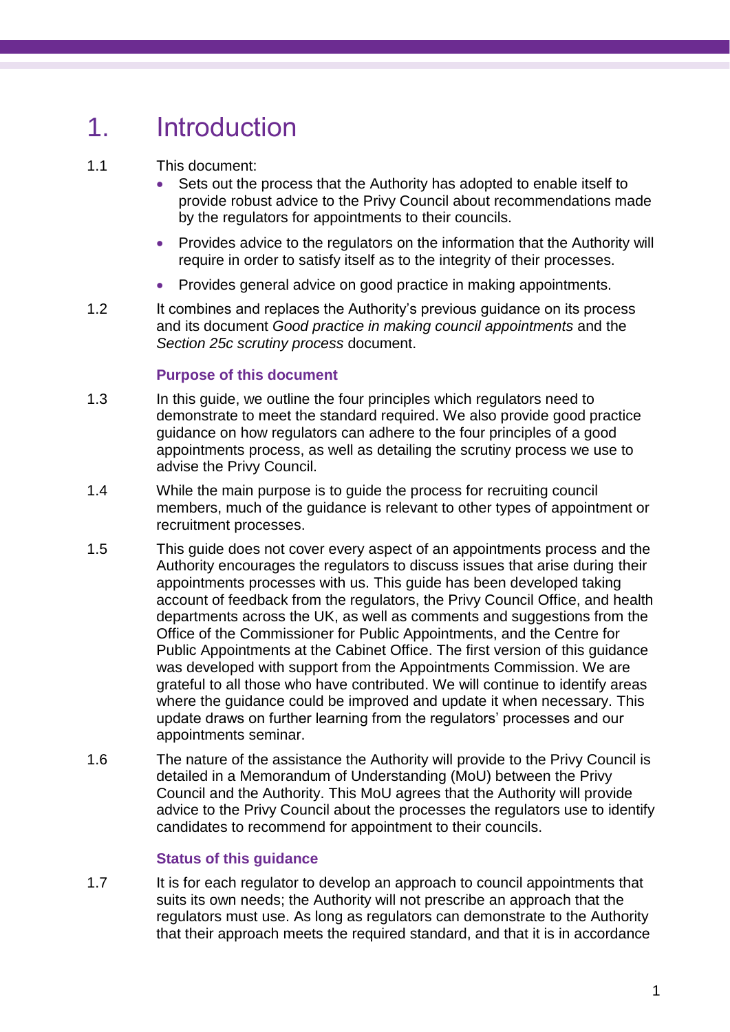# 1. Introduction

1.1 This document:

- Sets out the process that the Authority has adopted to enable itself to provide robust advice to the Privy Council about recommendations made by the regulators for appointments to their councils.
- Provides advice to the regulators on the information that the Authority will require in order to satisfy itself as to the integrity of their processes.
- Provides general advice on good practice in making appointments.

1.2 It combines and replaces the Authority's previous guidance on its process and its document *Good practice in making council appointments* and the *Section 25c scrutiny process* document.

### Purpose of this document

1.3 In this guide, we outline the four principles which regulators need to demonstrate to meet the standard required. We also provide good practice guidance on how regulators can adhere to the four principles of a good appointments process, as well as detailing the scrutiny process we use to advise the Privy Council.

1.4 While the main purpose is to guide the process for recruiting council members, much of the guidance is relevant to other types of appointment or recruitment processes.

1.5 This guide does not cover every aspect of an appointments process and the Authority encourages the regulators to discuss issues that arise during their appointments processes with us. This guide has been developed taking account of feedback from the regulators, the Privy Council Office, and health departments across the UK, as well as comments and suggestions from the Office of the Commissioner for Public Appointments, and the Centre for Public Appointments at the Cabinet Office. The first version of this guidance was developed with support from the Appointments Commission. We are grateful to all those who have contributed. We will continue to identify areas where the guidance could be improved and update it when necessary. This update draws on further learning from the regulators' processes and our appointments seminar.

1.6 The nature of the assistance the Authority will provide to the Privy Council is detailed in a Memorandum of Understanding (MoU) between the Privy Council and the Authority. This MoU agrees that the Authority will provide advice to the Privy Council about the processes the regulators use to identify candidates to recommend for appointment to their councils.

### Status of this guidance

1.7 It is for each regulator to develop an approach to council appointments that suits its own needs; the Authority will not prescribe an approach that the regulators must use. As long as regulators can demonstrate to the Authority that their approach meets the required standard, and that it is in accordance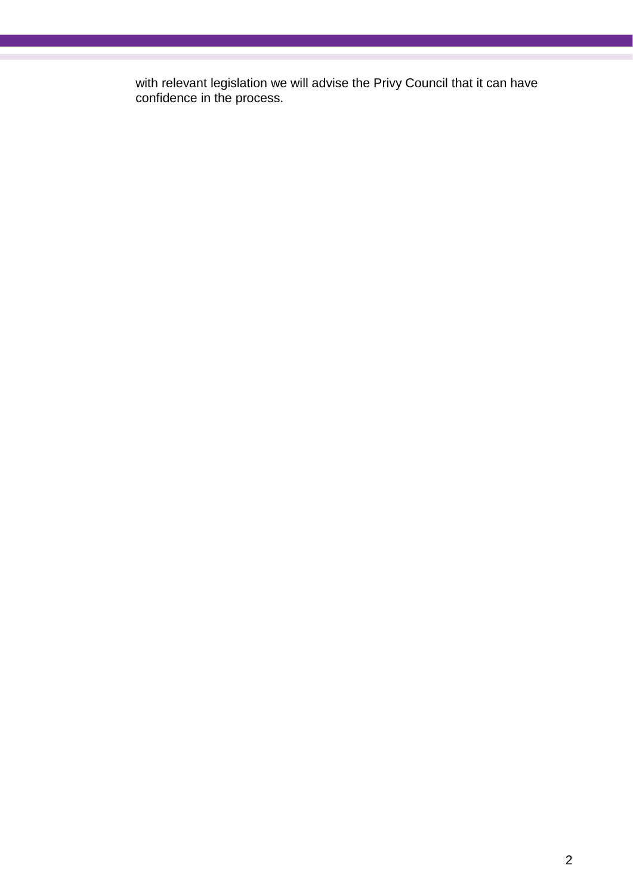with relevant legislation we will advise the Privy Council that it can have confidence in the process.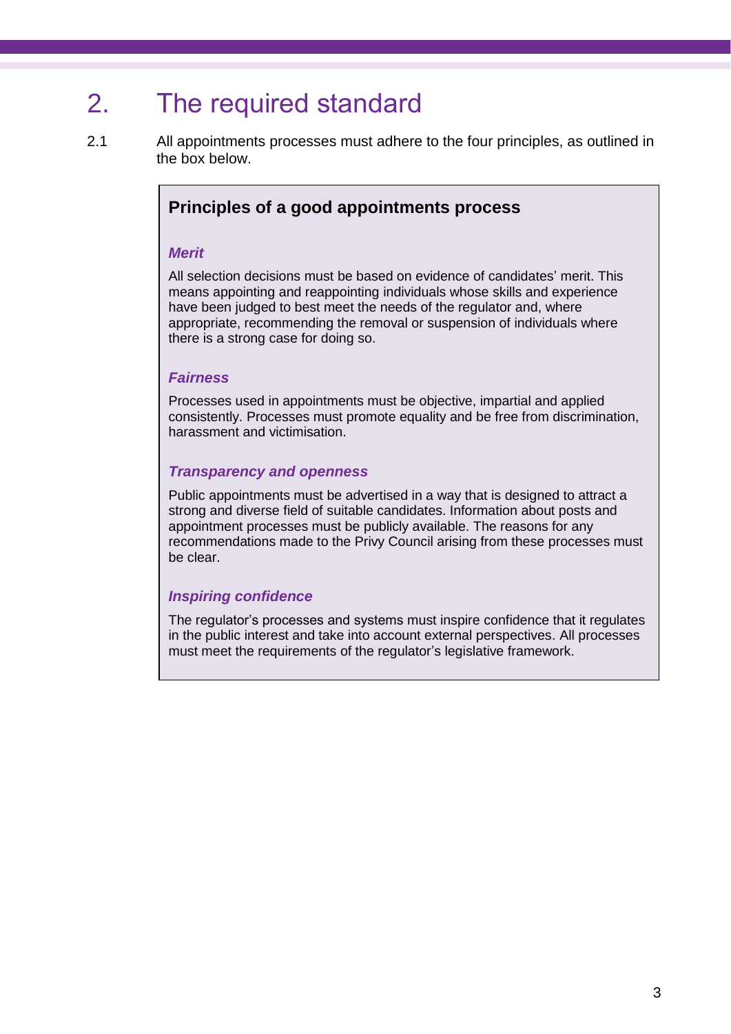## 2. The required standard

2.1 All appointments processes must adhere to the four principles, as outlined in the box below.

**Principles of a good appointments process**

***Merit***

All selection decisions must be based on evidence of candidates' merit. This means appointing and reappointing individuals whose skills and experience have been judged to best meet the needs of the regulator and, where appropriate, recommending the removal or suspension of individuals where there is a strong case for doing so.

***Fairness***

Processes used in appointments must be objective, impartial and applied consistently. Processes must promote equality and be free from discrimination, harassment and victimisation.

***Transparency and openness***

Public appointments must be advertised in a way that is designed to attract a strong and diverse field of suitable candidates. Information about posts and appointment processes must be publicly available. The reasons for any recommendations made to the Privy Council arising from these processes must be clear.

***Inspiring confidence***

The regulator's processes and systems must inspire confidence that it regulates in the public interest and take into account external perspectives. All processes must meet the requirements of the regulator's legislative framework.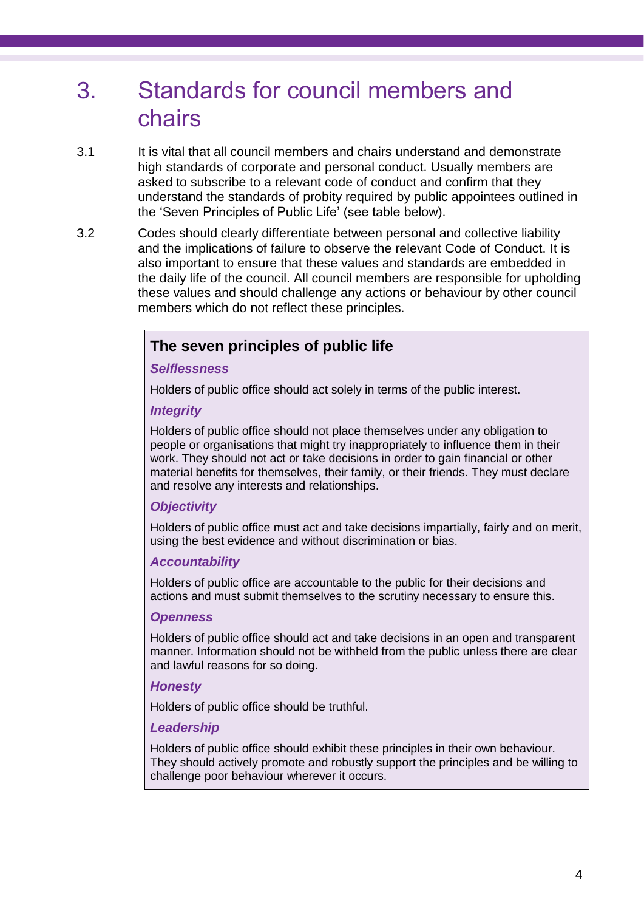# 3. Standards for council members and chairs

3.1 It is vital that all council members and chairs understand and demonstrate high standards of corporate and personal conduct. Usually members are asked to subscribe to a relevant code of conduct and confirm that they understand the standards of probity required by public appointees outlined in the 'Seven Principles of Public Life' (see table below).

3.2 Codes should clearly differentiate between personal and collective liability and the implications of failure to observe the relevant Code of Conduct. It is also important to ensure that these values and standards are embedded in the daily life of the council. All council members are responsible for upholding these values and should challenge any actions or behaviour by other council members which do not reflect these principles.

### The seven principles of public life

***Selflessness***

Holders of public office should act solely in terms of the public interest.

***Integrity***

Holders of public office should not place themselves under any obligation to people or organisations that might try inappropriately to influence them in their work. They should not act or take decisions in order to gain financial or other material benefits for themselves, their family, or their friends. They must declare and resolve any interests and relationships.

***Objectivity***

Holders of public office must act and take decisions impartially, fairly and on merit, using the best evidence and without discrimination or bias.

***Accountability***

Holders of public office are accountable to the public for their decisions and actions and must submit themselves to the scrutiny necessary to ensure this.

***Openness***

Holders of public office should act and take decisions in an open and transparent manner. Information should not be withheld from the public unless there are clear and lawful reasons for so doing.

***Honesty***

Holders of public office should be truthful.

***Leadership***

Holders of public office should exhibit these principles in their own behaviour. They should actively promote and robustly support the principles and be willing to challenge poor behaviour wherever it occurs.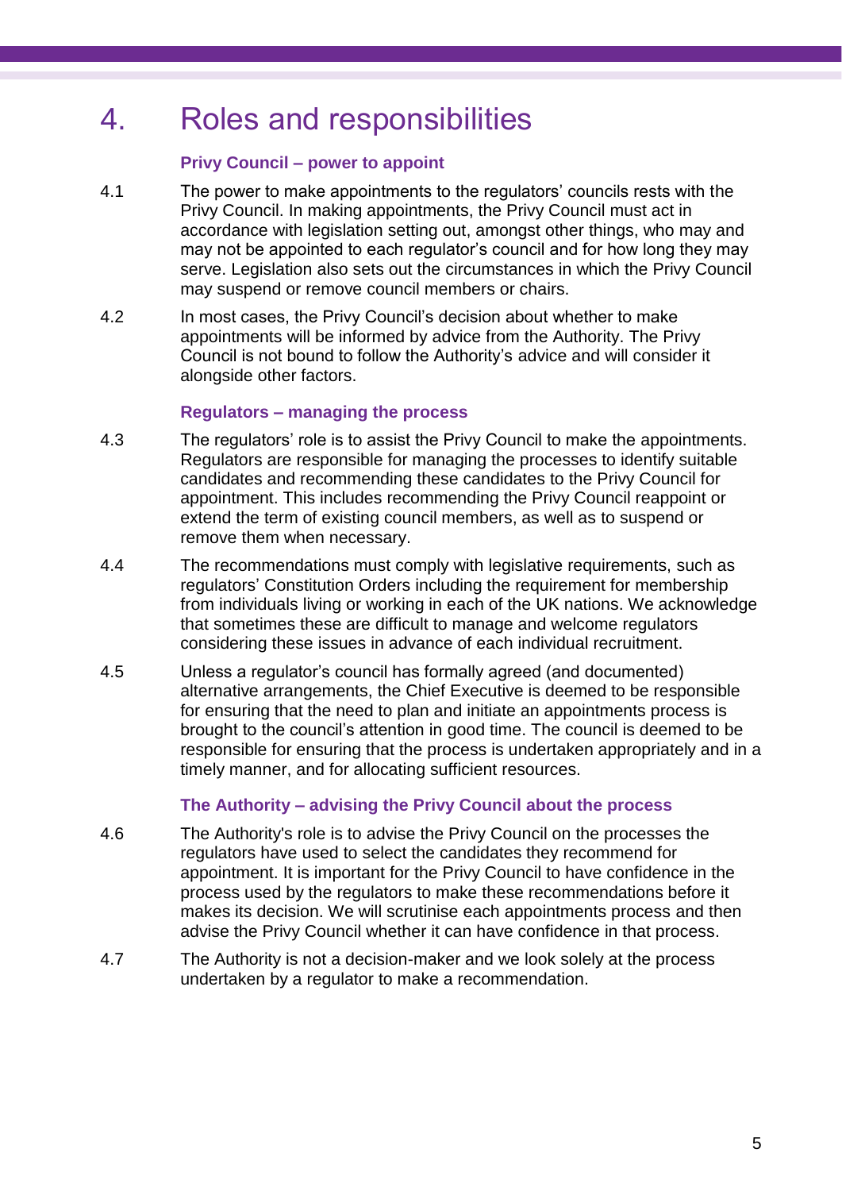# 4. Roles and responsibilities

### Privy Council – power to appoint

4.1 The power to make appointments to the regulators' councils rests with the Privy Council. In making appointments, the Privy Council must act in accordance with legislation setting out, amongst other things, who may and may not be appointed to each regulator's council and for how long they may serve. Legislation also sets out the circumstances in which the Privy Council may suspend or remove council members or chairs.

4.2 In most cases, the Privy Council's decision about whether to make appointments will be informed by advice from the Authority. The Privy Council is not bound to follow the Authority's advice and will consider it alongside other factors.

### Regulators – managing the process

4.3 The regulators' role is to assist the Privy Council to make the appointments. Regulators are responsible for managing the processes to identify suitable candidates and recommending these candidates to the Privy Council for appointment. This includes recommending the Privy Council reappoint or extend the term of existing council members, as well as to suspend or remove them when necessary.

4.4 The recommendations must comply with legislative requirements, such as regulators' Constitution Orders including the requirement for membership from individuals living or working in each of the UK nations. We acknowledge that sometimes these are difficult to manage and welcome regulators considering these issues in advance of each individual recruitment.

4.5 Unless a regulator's council has formally agreed (and documented) alternative arrangements, the Chief Executive is deemed to be responsible for ensuring that the need to plan and initiate an appointments process is brought to the council's attention in good time. The council is deemed to be responsible for ensuring that the process is undertaken appropriately and in a timely manner, and for allocating sufficient resources.

### The Authority – advising the Privy Council about the process

4.6 The Authority's role is to advise the Privy Council on the processes the regulators have used to select the candidates they recommend for appointment. It is important for the Privy Council to have confidence in the process used by the regulators to make these recommendations before it makes its decision. We will scrutinise each appointments process and then advise the Privy Council whether it can have confidence in that process.

4.7 The Authority is not a decision-maker and we look solely at the process undertaken by a regulator to make a recommendation.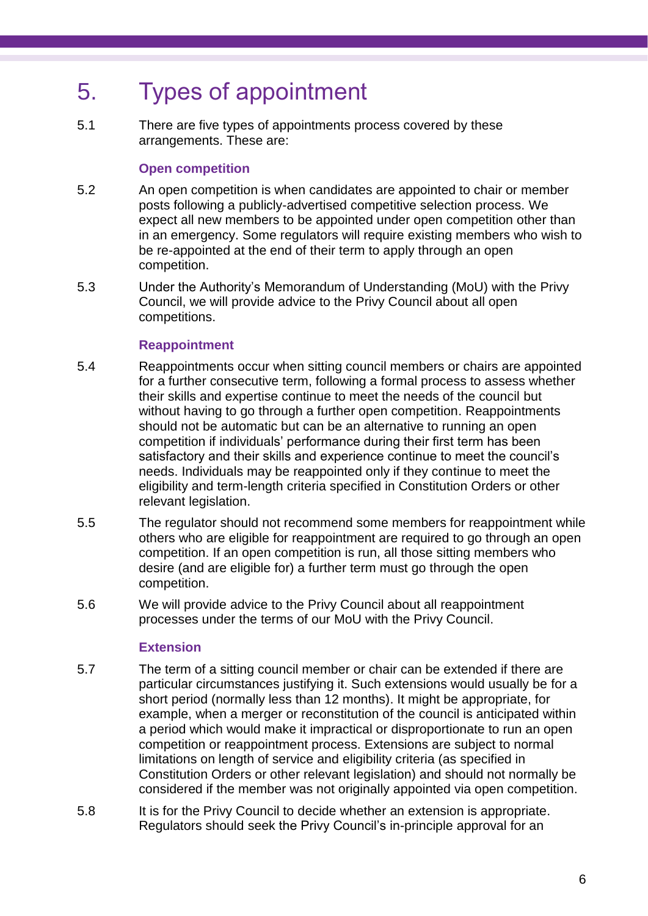# 5. Types of appointment

5.1 There are five types of appointments process covered by these arrangements. These are:

### Open competition

5.2 An open competition is when candidates are appointed to chair or member posts following a publicly-advertised competitive selection process. We expect all new members to be appointed under open competition other than in an emergency. Some regulators will require existing members who wish to be re-appointed at the end of their term to apply through an open competition.

5.3 Under the Authority's Memorandum of Understanding (MoU) with the Privy Council, we will provide advice to the Privy Council about all open competitions.

### Reappointment

5.4 Reappointments occur when sitting council members or chairs are appointed for a further consecutive term, following a formal process to assess whether their skills and expertise continue to meet the needs of the council but without having to go through a further open competition. Reappointments should not be automatic but can be an alternative to running an open competition if individuals' performance during their first term has been satisfactory and their skills and experience continue to meet the council's needs. Individuals may be reappointed only if they continue to meet the eligibility and term-length criteria specified in Constitution Orders or other relevant legislation.

5.5 The regulator should not recommend some members for reappointment while others who are eligible for reappointment are required to go through an open competition. If an open competition is run, all those sitting members who desire (and are eligible for) a further term must go through the open competition.

5.6 We will provide advice to the Privy Council about all reappointment processes under the terms of our MoU with the Privy Council.

### Extension

5.7 The term of a sitting council member or chair can be extended if there are particular circumstances justifying it. Such extensions would usually be for a short period (normally less than 12 months). It might be appropriate, for example, when a merger or reconstitution of the council is anticipated within a period which would make it impractical or disproportionate to run an open competition or reappointment process. Extensions are subject to normal limitations on length of service and eligibility criteria (as specified in Constitution Orders or other relevant legislation) and should not normally be considered if the member was not originally appointed via open competition.

5.8 It is for the Privy Council to decide whether an extension is appropriate. Regulators should seek the Privy Council's in-principle approval for an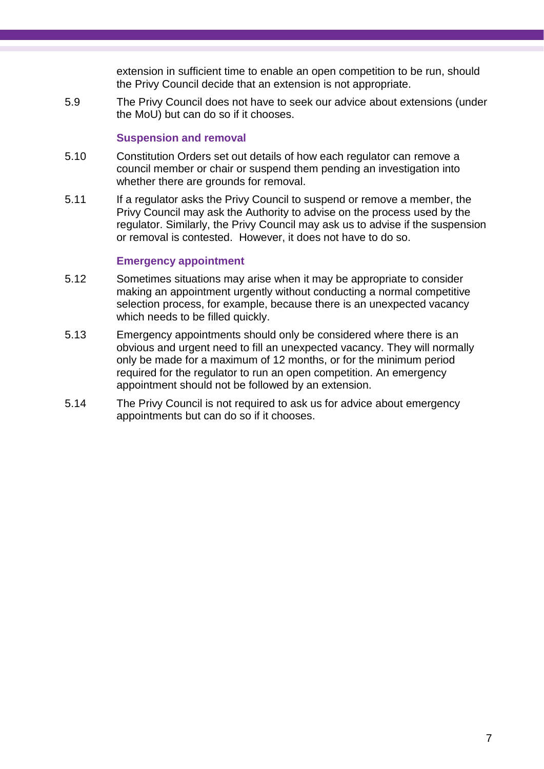extension in sufficient time to enable an open competition to be run, should the Privy Council decide that an extension is not appropriate.

5.9 The Privy Council does not have to seek our advice about extensions (under the MoU) but can do so if it chooses.

### Suspension and removal

5.10 Constitution Orders set out details of how each regulator can remove a council member or chair or suspend them pending an investigation into whether there are grounds for removal.

5.11 If a regulator asks the Privy Council to suspend or remove a member, the Privy Council may ask the Authority to advise on the process used by the regulator. Similarly, the Privy Council may ask us to advise if the suspension or removal is contested. However, it does not have to do so.

### Emergency appointment

5.12 Sometimes situations may arise when it may be appropriate to consider making an appointment urgently without conducting a normal competitive selection process, for example, because there is an unexpected vacancy which needs to be filled quickly.

5.13 Emergency appointments should only be considered where there is an obvious and urgent need to fill an unexpected vacancy. They will normally only be made for a maximum of 12 months, or for the minimum period required for the regulator to run an open competition. An emergency appointment should not be followed by an extension.

5.14 The Privy Council is not required to ask us for advice about emergency appointments but can do so if it chooses.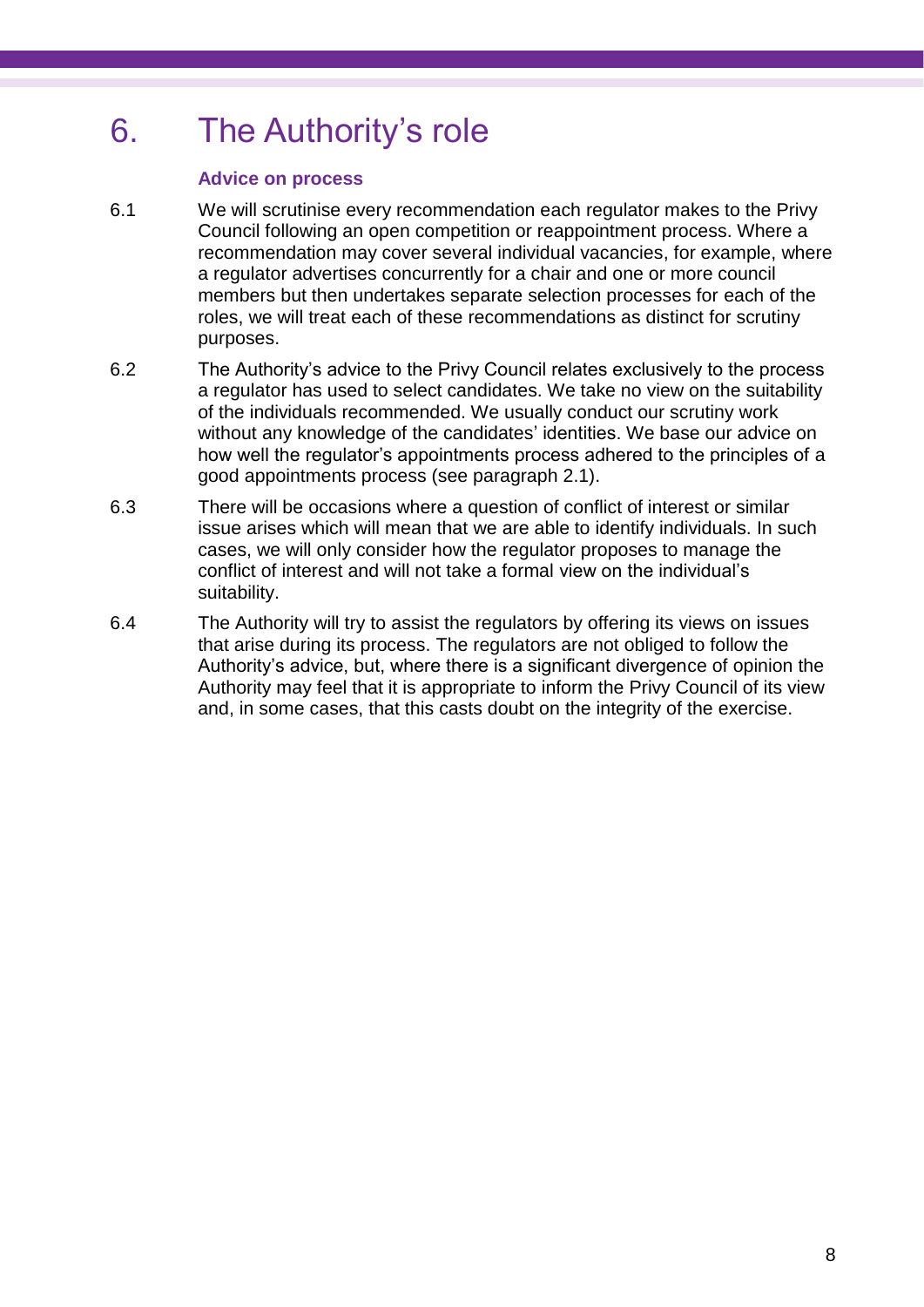# 6. The Authority's role

### Advice on process

6.1 We will scrutinise every recommendation each regulator makes to the Privy Council following an open competition or reappointment process. Where a recommendation may cover several individual vacancies, for example, where a regulator advertises concurrently for a chair and one or more council members but then undertakes separate selection processes for each of the roles, we will treat each of these recommendations as distinct for scrutiny purposes.

6.2 The Authority's advice to the Privy Council relates exclusively to the process a regulator has used to select candidates. We take no view on the suitability of the individuals recommended. We usually conduct our scrutiny work without any knowledge of the candidates' identities. We base our advice on how well the regulator's appointments process adhered to the principles of a good appointments process (see paragraph 2.1).

6.3 There will be occasions where a question of conflict of interest or similar issue arises which will mean that we are able to identify individuals. In such cases, we will only consider how the regulator proposes to manage the conflict of interest and will not take a formal view on the individual's suitability.

6.4 The Authority will try to assist the regulators by offering its views on issues that arise during its process. The regulators are not obliged to follow the Authority's advice, but, where there is a significant divergence of opinion the Authority may feel that it is appropriate to inform the Privy Council of its view and, in some cases, that this casts doubt on the integrity of the exercise.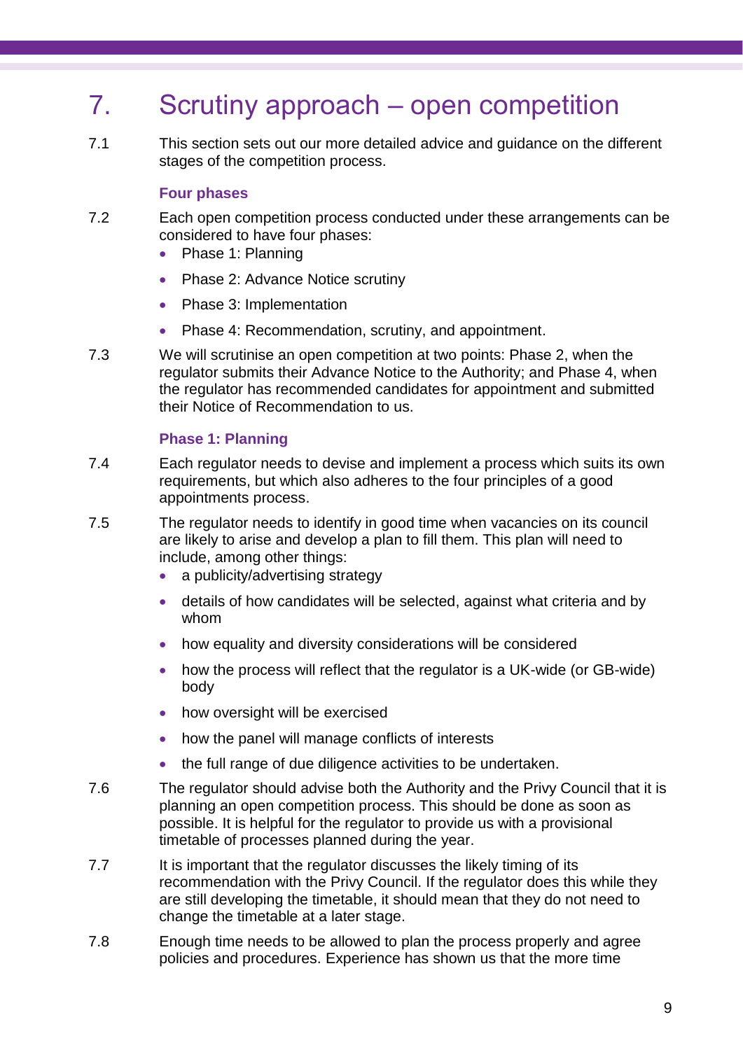# 7. Scrutiny approach – open competition

7.1 This section sets out our more detailed advice and guidance on the different stages of the competition process.

### Four phases

7.2 Each open competition process conducted under these arrangements can be considered to have four phases:

- Phase 1: Planning
- Phase 2: Advance Notice scrutiny
- Phase 3: Implementation
- Phase 4: Recommendation, scrutiny, and appointment.

7.3 We will scrutinise an open competition at two points: Phase 2, when the regulator submits their Advance Notice to the Authority; and Phase 4, when the regulator has recommended candidates for appointment and submitted their Notice of Recommendation to us.

### Phase 1: Planning

7.4 Each regulator needs to devise and implement a process which suits its own requirements, but which also adheres to the four principles of a good appointments process.

7.5 The regulator needs to identify in good time when vacancies on its council are likely to arise and develop a plan to fill them. This plan will need to include, among other things:

- a publicity/advertising strategy
- details of how candidates will be selected, against what criteria and by whom
- how equality and diversity considerations will be considered
- how the process will reflect that the regulator is a UK-wide (or GB-wide) body
- how oversight will be exercised
- how the panel will manage conflicts of interests
- the full range of due diligence activities to be undertaken.

7.6 The regulator should advise both the Authority and the Privy Council that it is planning an open competition process. This should be done as soon as possible. It is helpful for the regulator to provide us with a provisional timetable of processes planned during the year.

7.7 It is important that the regulator discusses the likely timing of its recommendation with the Privy Council. If the regulator does this while they are still developing the timetable, it should mean that they do not need to change the timetable at a later stage.

7.8 Enough time needs to be allowed to plan the process properly and agree policies and procedures. Experience has shown us that the more time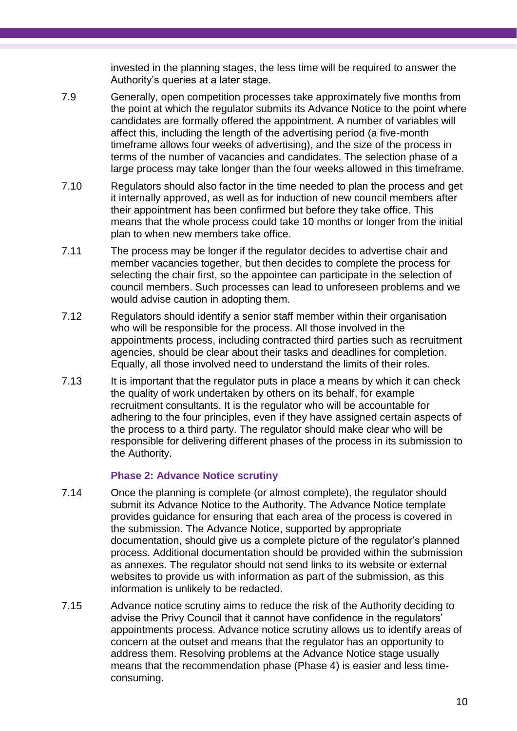invested in the planning stages, the less time will be required to answer the Authority's queries at a later stage.

7.9 Generally, open competition processes take approximately five months from the point at which the regulator submits its Advance Notice to the point where candidates are formally offered the appointment. A number of variables will affect this, including the length of the advertising period (a five-month timeframe allows four weeks of advertising), and the size of the process in terms of the number of vacancies and candidates. The selection phase of a large process may take longer than the four weeks allowed in this timeframe.

7.10 Regulators should also factor in the time needed to plan the process and get it internally approved, as well as for induction of new council members after their appointment has been confirmed but before they take office. This means that the whole process could take 10 months or longer from the initial plan to when new members take office.

7.11 The process may be longer if the regulator decides to advertise chair and member vacancies together, but then decides to complete the process for selecting the chair first, so the appointee can participate in the selection of council members. Such processes can lead to unforeseen problems and we would advise caution in adopting them.

7.12 Regulators should identify a senior staff member within their organisation who will be responsible for the process. All those involved in the appointments process, including contracted third parties such as recruitment agencies, should be clear about their tasks and deadlines for completion. Equally, all those involved need to understand the limits of their roles.

7.13 It is important that the regulator puts in place a means by which it can check the quality of work undertaken by others on its behalf, for example recruitment consultants. It is the regulator who will be accountable for adhering to the four principles, even if they have assigned certain aspects of the process to a third party. The regulator should make clear who will be responsible for delivering different phases of the process in its submission to the Authority.

### Phase 2: Advance Notice scrutiny

7.14 Once the planning is complete (or almost complete), the regulator should submit its Advance Notice to the Authority. The Advance Notice template provides guidance for ensuring that each area of the process is covered in the submission. The Advance Notice, supported by appropriate documentation, should give us a complete picture of the regulator's planned process. Additional documentation should be provided within the submission as annexes. The regulator should not send links to its website or external websites to provide us with information as part of the submission, as this information is unlikely to be redacted.

7.15 Advance notice scrutiny aims to reduce the risk of the Authority deciding to advise the Privy Council that it cannot have confidence in the regulators' appointments process. Advance notice scrutiny allows us to identify areas of concern at the outset and means that the regulator has an opportunity to address them. Resolving problems at the Advance Notice stage usually means that the recommendation phase (Phase 4) is easier and less time-consuming.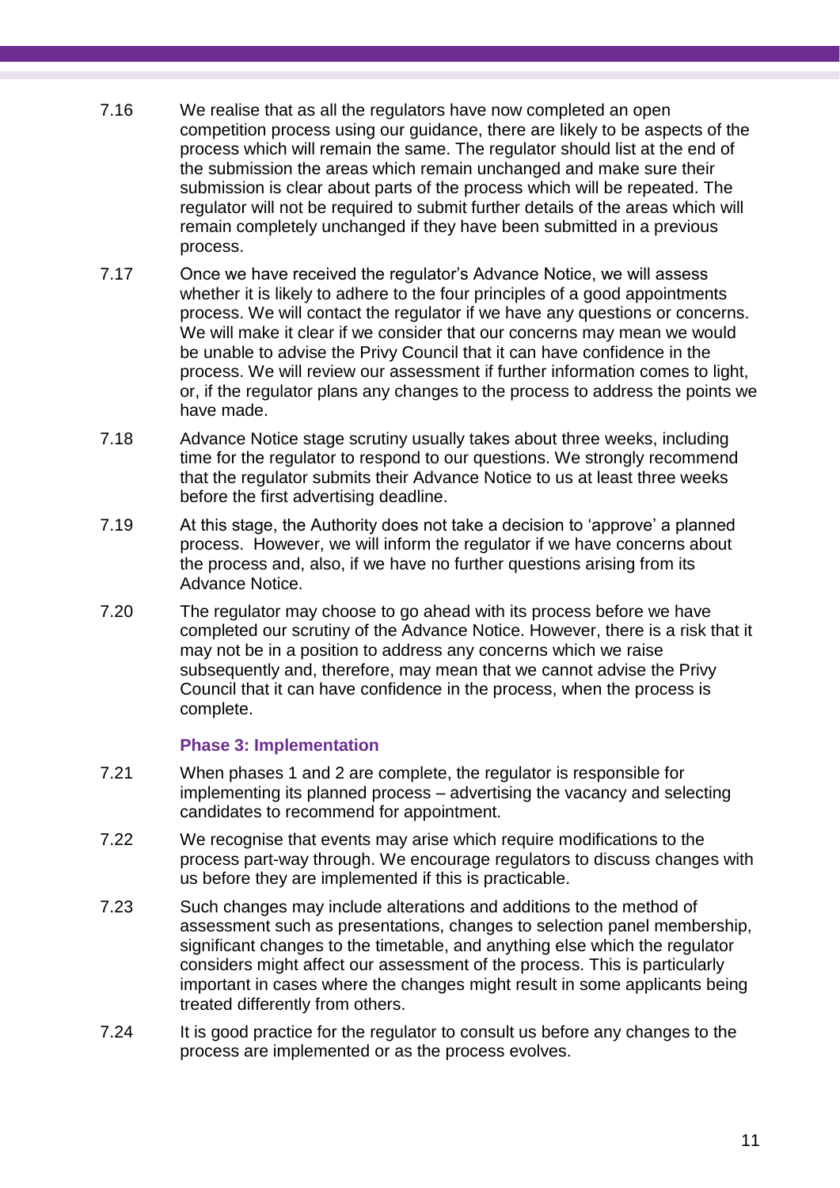7.16 We realise that as all the regulators have now completed an open competition process using our guidance, there are likely to be aspects of the process which will remain the same. The regulator should list at the end of the submission the areas which remain unchanged and make sure their submission is clear about parts of the process which will be repeated. The regulator will not be required to submit further details of the areas which will remain completely unchanged if they have been submitted in a previous process.

7.17 Once we have received the regulator's Advance Notice, we will assess whether it is likely to adhere to the four principles of a good appointments process. We will contact the regulator if we have any questions or concerns. We will make it clear if we consider that our concerns may mean we would be unable to advise the Privy Council that it can have confidence in the process. We will review our assessment if further information comes to light, or, if the regulator plans any changes to the process to address the points we have made.

7.18 Advance Notice stage scrutiny usually takes about three weeks, including time for the regulator to respond to our questions. We strongly recommend that the regulator submits their Advance Notice to us at least three weeks before the first advertising deadline.

7.19 At this stage, the Authority does not take a decision to 'approve' a planned process. However, we will inform the regulator if we have concerns about the process and, also, if we have no further questions arising from its Advance Notice.

7.20 The regulator may choose to go ahead with its process before we have completed our scrutiny of the Advance Notice. However, there is a risk that it may not be in a position to address any concerns which we raise subsequently and, therefore, may mean that we cannot advise the Privy Council that it can have confidence in the process, when the process is complete.

### Phase 3: Implementation

7.21 When phases 1 and 2 are complete, the regulator is responsible for implementing its planned process – advertising the vacancy and selecting candidates to recommend for appointment.

7.22 We recognise that events may arise which require modifications to the process part-way through. We encourage regulators to discuss changes with us before they are implemented if this is practicable.

7.23 Such changes may include alterations and additions to the method of assessment such as presentations, changes to selection panel membership, significant changes to the timetable, and anything else which the regulator considers might affect our assessment of the process. This is particularly important in cases where the changes might result in some applicants being treated differently from others.

7.24 It is good practice for the regulator to consult us before any changes to the process are implemented or as the process evolves.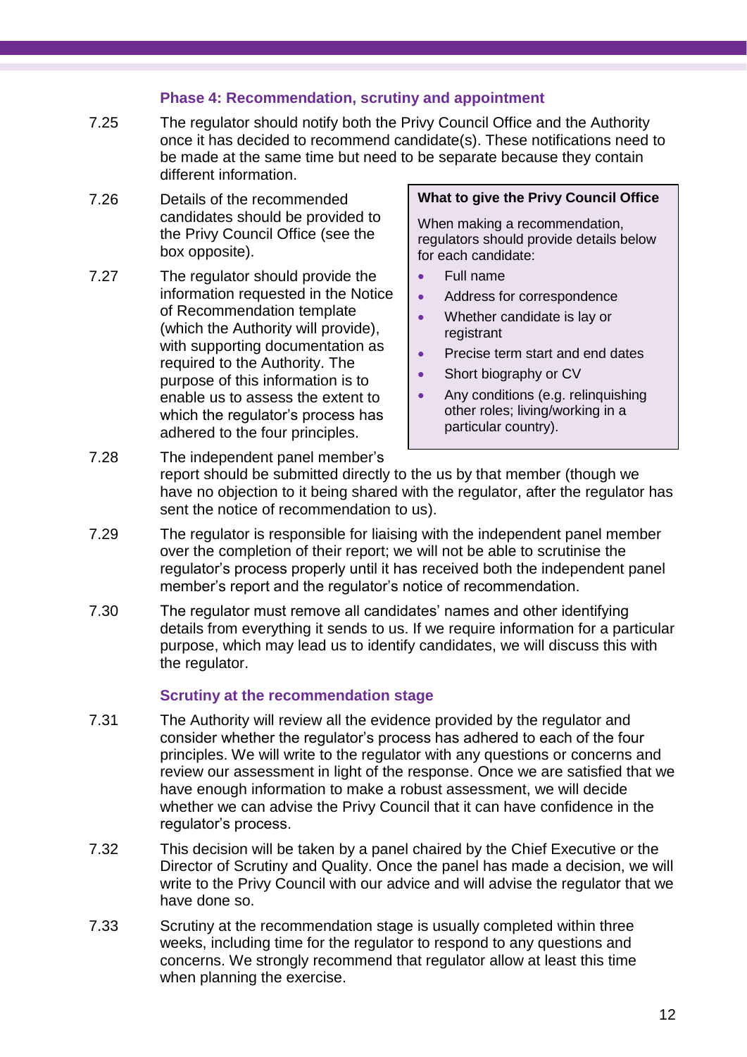### Phase 4: Recommendation, scrutiny and appointment

7.25 The regulator should notify both the Privy Council Office and the Authority once it has decided to recommend candidate(s). These notifications need to be made at the same time but need to be separate because they contain different information.

7.26 Details of the recommended candidates should be provided to the Privy Council Office (see the box opposite).

7.27 The regulator should provide the information requested in the Notice of Recommendation template (which the Authority will provide), with supporting documentation as required to the Authority. The purpose of this information is to enable us to assess the extent to which the regulator's process has adhered to the four principles.

> **What to give the Privy Council Office**
>
> When making a recommendation, regulators should provide details below for each candidate:
>
> - Full name
> - Address for correspondence
> - Whether candidate is lay or registrant
> - Precise term start and end dates
> - Short biography or CV
> - Any conditions (e.g. relinquishing other roles; living/working in a particular country).

7.28 The independent panel member's report should be submitted directly to the us by that member (though we have no objection to it being shared with the regulator, after the regulator has sent the notice of recommendation to us).

7.29 The regulator is responsible for liaising with the independent panel member over the completion of their report; we will not be able to scrutinise the regulator's process properly until it has received both the independent panel member's report and the regulator's notice of recommendation.

7.30 The regulator must remove all candidates' names and other identifying details from everything it sends to us. If we require information for a particular purpose, which may lead us to identify candidates, we will discuss this with the regulator.

### Scrutiny at the recommendation stage

7.31 The Authority will review all the evidence provided by the regulator and consider whether the regulator's process has adhered to each of the four principles. We will write to the regulator with any questions or concerns and review our assessment in light of the response. Once we are satisfied that we have enough information to make a robust assessment, we will decide whether we can advise the Privy Council that it can have confidence in the regulator's process.

7.32 This decision will be taken by a panel chaired by the Chief Executive or the Director of Scrutiny and Quality. Once the panel has made a decision, we will write to the Privy Council with our advice and will advise the regulator that we have done so.

7.33 Scrutiny at the recommendation stage is usually completed within three weeks, including time for the regulator to respond to any questions and concerns. We strongly recommend that regulator allow at least this time when planning the exercise.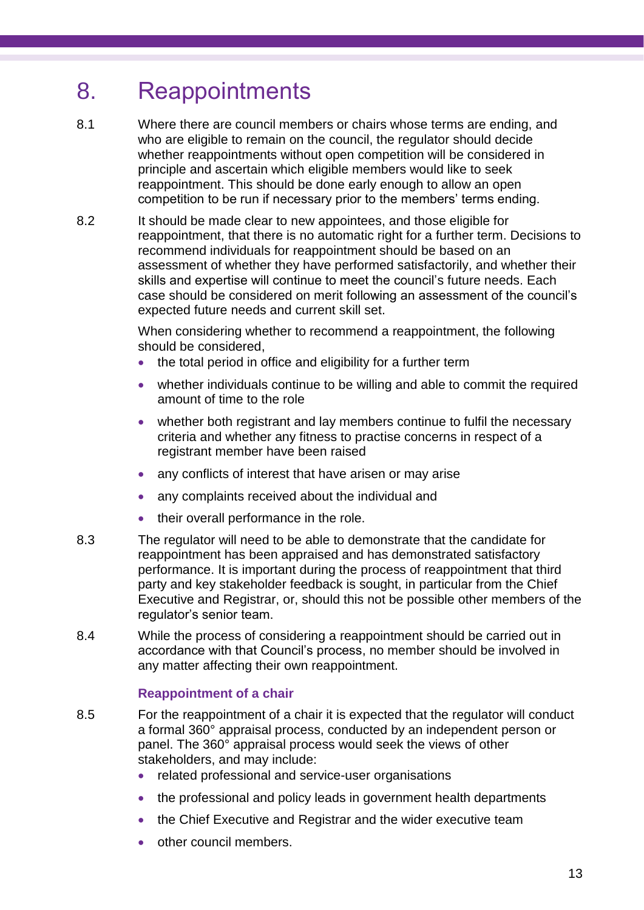# 8. Reappointments

8.1 Where there are council members or chairs whose terms are ending, and who are eligible to remain on the council, the regulator should decide whether reappointments without open competition will be considered in principle and ascertain which eligible members would like to seek reappointment. This should be done early enough to allow an open competition to be run if necessary prior to the members' terms ending.

8.2 It should be made clear to new appointees, and those eligible for reappointment, that there is no automatic right for a further term. Decisions to recommend individuals for reappointment should be based on an assessment of whether they have performed satisfactorily, and whether their skills and expertise will continue to meet the council's future needs. Each case should be considered on merit following an assessment of the council's expected future needs and current skill set.

When considering whether to recommend a reappointment, the following should be considered,

- the total period in office and eligibility for a further term
- whether individuals continue to be willing and able to commit the required amount of time to the role
- whether both registrant and lay members continue to fulfil the necessary criteria and whether any fitness to practise concerns in respect of a registrant member have been raised
- any conflicts of interest that have arisen or may arise
- any complaints received about the individual and
- their overall performance in the role.

8.3 The regulator will need to be able to demonstrate that the candidate for reappointment has been appraised and has demonstrated satisfactory performance. It is important during the process of reappointment that third party and key stakeholder feedback is sought, in particular from the Chief Executive and Registrar, or, should this not be possible other members of the regulator's senior team.

8.4 While the process of considering a reappointment should be carried out in accordance with that Council's process, no member should be involved in any matter affecting their own reappointment.

### Reappointment of a chair

8.5 For the reappointment of a chair it is expected that the regulator will conduct a formal 360° appraisal process, conducted by an independent person or panel. The 360° appraisal process would seek the views of other stakeholders, and may include:

- related professional and service-user organisations
- the professional and policy leads in government health departments
- the Chief Executive and Registrar and the wider executive team
- other council members.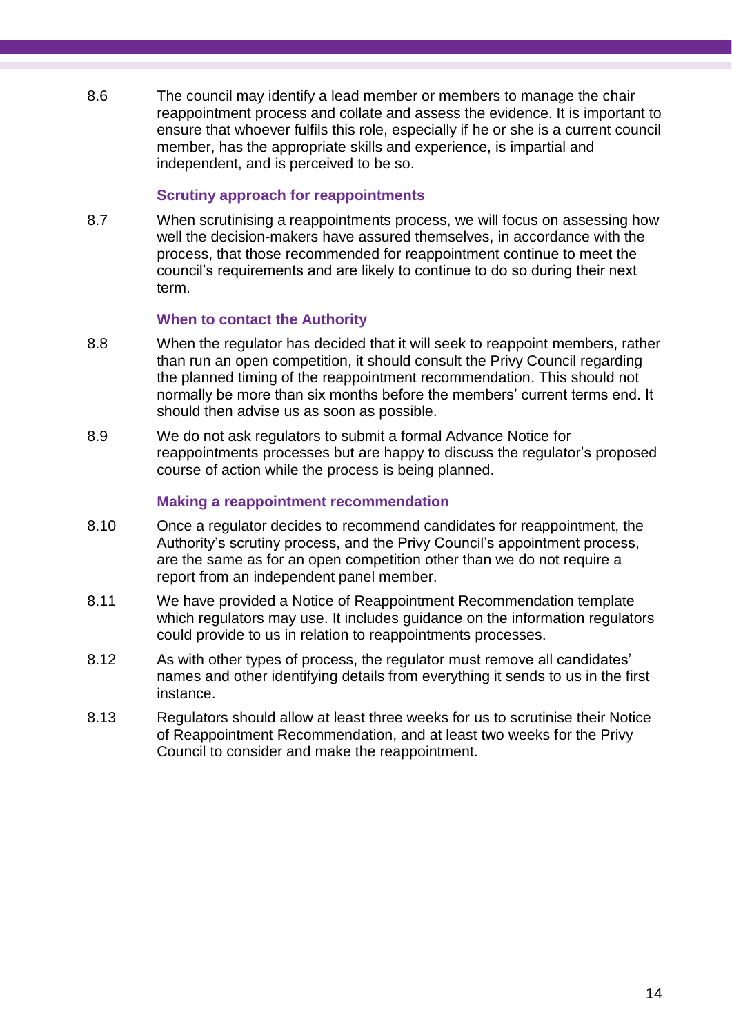8.6 The council may identify a lead member or members to manage the chair reappointment process and collate and assess the evidence. It is important to ensure that whoever fulfils this role, especially if he or she is a current council member, has the appropriate skills and experience, is impartial and independent, and is perceived to be so.

### Scrutiny approach for reappointments

8.7 When scrutinising a reappointments process, we will focus on assessing how well the decision-makers have assured themselves, in accordance with the process, that those recommended for reappointment continue to meet the council's requirements and are likely to continue to do so during their next term.

### When to contact the Authority

8.8 When the regulator has decided that it will seek to reappoint members, rather than run an open competition, it should consult the Privy Council regarding the planned timing of the reappointment recommendation. This should not normally be more than six months before the members' current terms end. It should then advise us as soon as possible.

8.9 We do not ask regulators to submit a formal Advance Notice for reappointments processes but are happy to discuss the regulator's proposed course of action while the process is being planned.

### Making a reappointment recommendation

8.10 Once a regulator decides to recommend candidates for reappointment, the Authority's scrutiny process, and the Privy Council's appointment process, are the same as for an open competition other than we do not require a report from an independent panel member.

8.11 We have provided a Notice of Reappointment Recommendation template which regulators may use. It includes guidance on the information regulators could provide to us in relation to reappointments processes.

8.12 As with other types of process, the regulator must remove all candidates' names and other identifying details from everything it sends to us in the first instance.

8.13 Regulators should allow at least three weeks for us to scrutinise their Notice of Reappointment Recommendation, and at least two weeks for the Privy Council to consider and make the reappointment.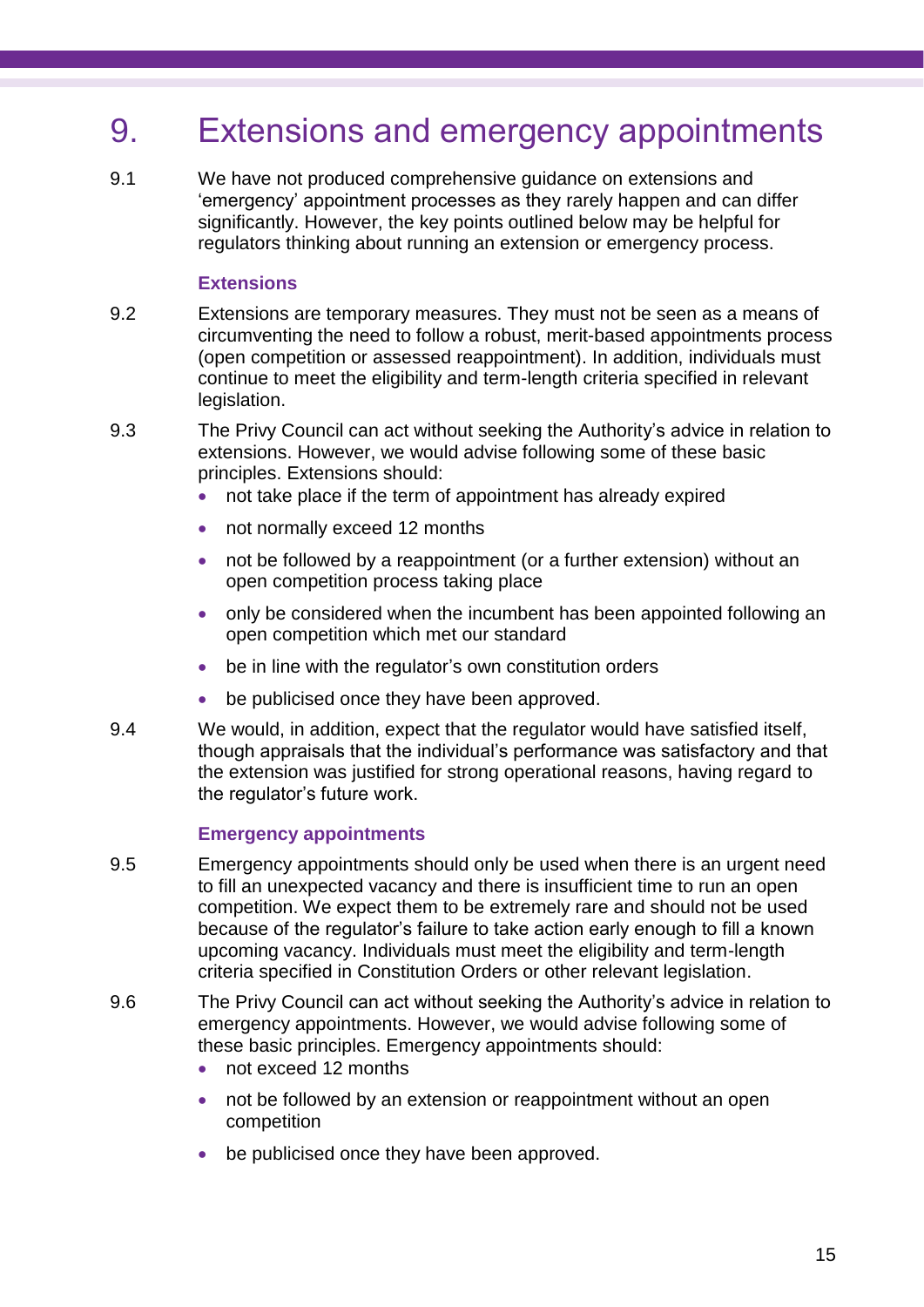# 9. Extensions and emergency appointments

9.1 We have not produced comprehensive guidance on extensions and 'emergency' appointment processes as they rarely happen and can differ significantly. However, the key points outlined below may be helpful for regulators thinking about running an extension or emergency process.

### Extensions

9.2 Extensions are temporary measures. They must not be seen as a means of circumventing the need to follow a robust, merit-based appointments process (open competition or assessed reappointment). In addition, individuals must continue to meet the eligibility and term-length criteria specified in relevant legislation.

9.3 The Privy Council can act without seeking the Authority's advice in relation to extensions. However, we would advise following some of these basic principles. Extensions should:

- not take place if the term of appointment has already expired
- not normally exceed 12 months
- not be followed by a reappointment (or a further extension) without an open competition process taking place
- only be considered when the incumbent has been appointed following an open competition which met our standard
- be in line with the regulator's own constitution orders
- be publicised once they have been approved.

9.4 We would, in addition, expect that the regulator would have satisfied itself, though appraisals that the individual's performance was satisfactory and that the extension was justified for strong operational reasons, having regard to the regulator's future work.

### Emergency appointments

9.5 Emergency appointments should only be used when there is an urgent need to fill an unexpected vacancy and there is insufficient time to run an open competition. We expect them to be extremely rare and should not be used because of the regulator's failure to take action early enough to fill a known upcoming vacancy. Individuals must meet the eligibility and term-length criteria specified in Constitution Orders or other relevant legislation.

9.6 The Privy Council can act without seeking the Authority's advice in relation to emergency appointments. However, we would advise following some of these basic principles. Emergency appointments should:

- not exceed 12 months
- not be followed by an extension or reappointment without an open competition
- be publicised once they have been approved.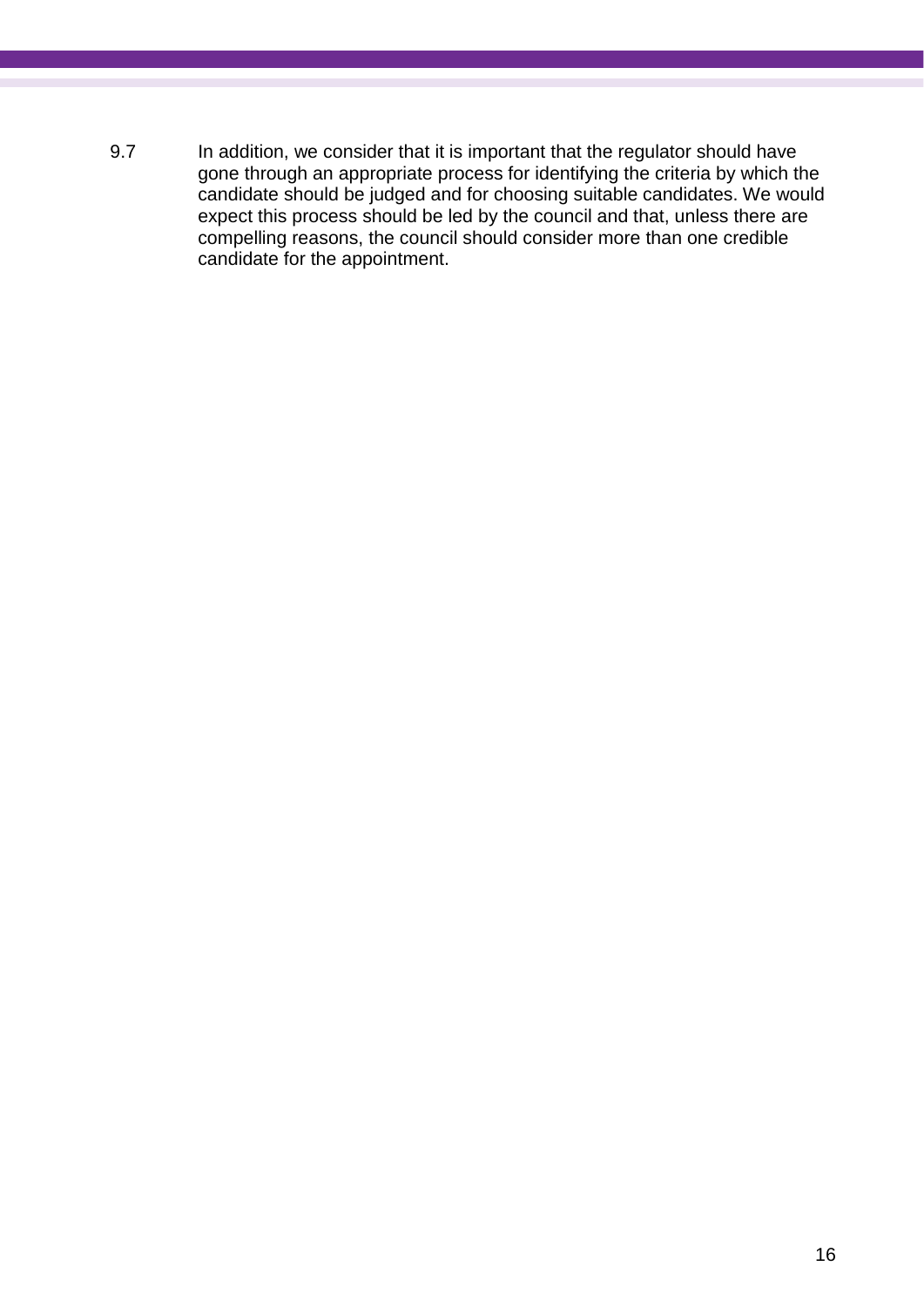9.7 In addition, we consider that it is important that the regulator should have gone through an appropriate process for identifying the criteria by which the candidate should be judged and for choosing suitable candidates. We would expect this process should be led by the council and that, unless there are compelling reasons, the council should consider more than one credible candidate for the appointment.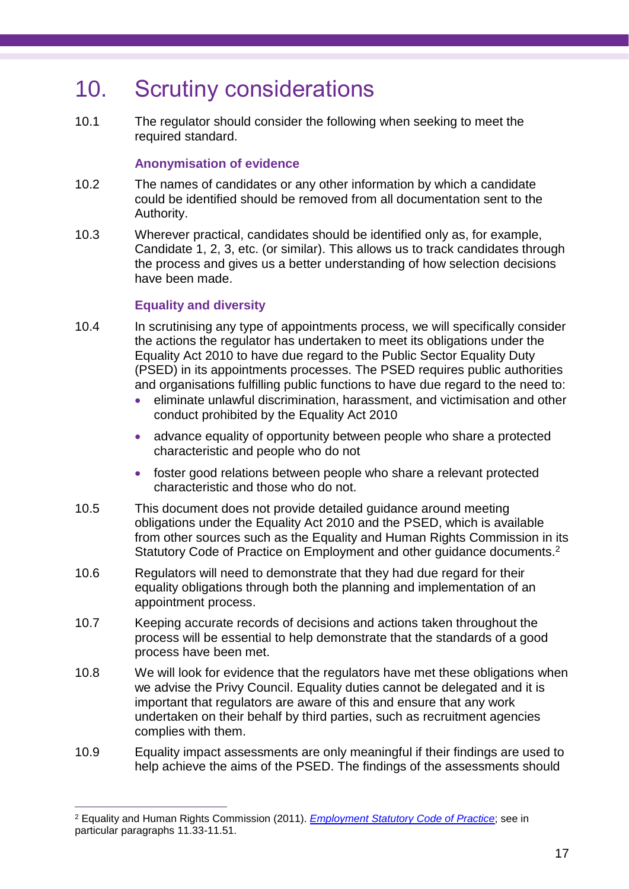# 10. Scrutiny considerations

10.1 The regulator should consider the following when seeking to meet the required standard.

### Anonymisation of evidence

10.2 The names of candidates or any other information by which a candidate could be identified should be removed from all documentation sent to the Authority.

10.3 Wherever practical, candidates should be identified only as, for example, Candidate 1, 2, 3, etc. (or similar). This allows us to track candidates through the process and gives us a better understanding of how selection decisions have been made.

### Equality and diversity

10.4 In scrutinising any type of appointments process, we will specifically consider the actions the regulator has undertaken to meet its obligations under the Equality Act 2010 to have due regard to the Public Sector Equality Duty (PSED) in its appointments processes. The PSED requires public authorities and organisations fulfilling public functions to have due regard to the need to:

- eliminate unlawful discrimination, harassment, and victimisation and other conduct prohibited by the Equality Act 2010
- advance equality of opportunity between people who share a protected characteristic and people who do not
- foster good relations between people who share a relevant protected characteristic and those who do not.

10.5 This document does not provide detailed guidance around meeting obligations under the Equality Act 2010 and the PSED, which is available from other sources such as the Equality and Human Rights Commission in its Statutory Code of Practice on Employment and other guidance documents.[2]

10.6 Regulators will need to demonstrate that they had due regard for their equality obligations through both the planning and implementation of an appointment process.

10.7 Keeping accurate records of decisions and actions taken throughout the process will be essential to help demonstrate that the standards of a good process have been met.

10.8 We will look for evidence that the regulators have met these obligations when we advise the Privy Council. Equality duties cannot be delegated and it is important that regulators are aware of this and ensure that any work undertaken on their behalf by third parties, such as recruitment agencies complies with them.

10.9 Equality impact assessments are only meaningful if their findings are used to help achieve the aims of the PSED. The findings of the assessments should

---

[2] Equality and Human Rights Commission (2011). *Employment Statutory Code of Practice*; see in particular paragraphs 11.33-11.51.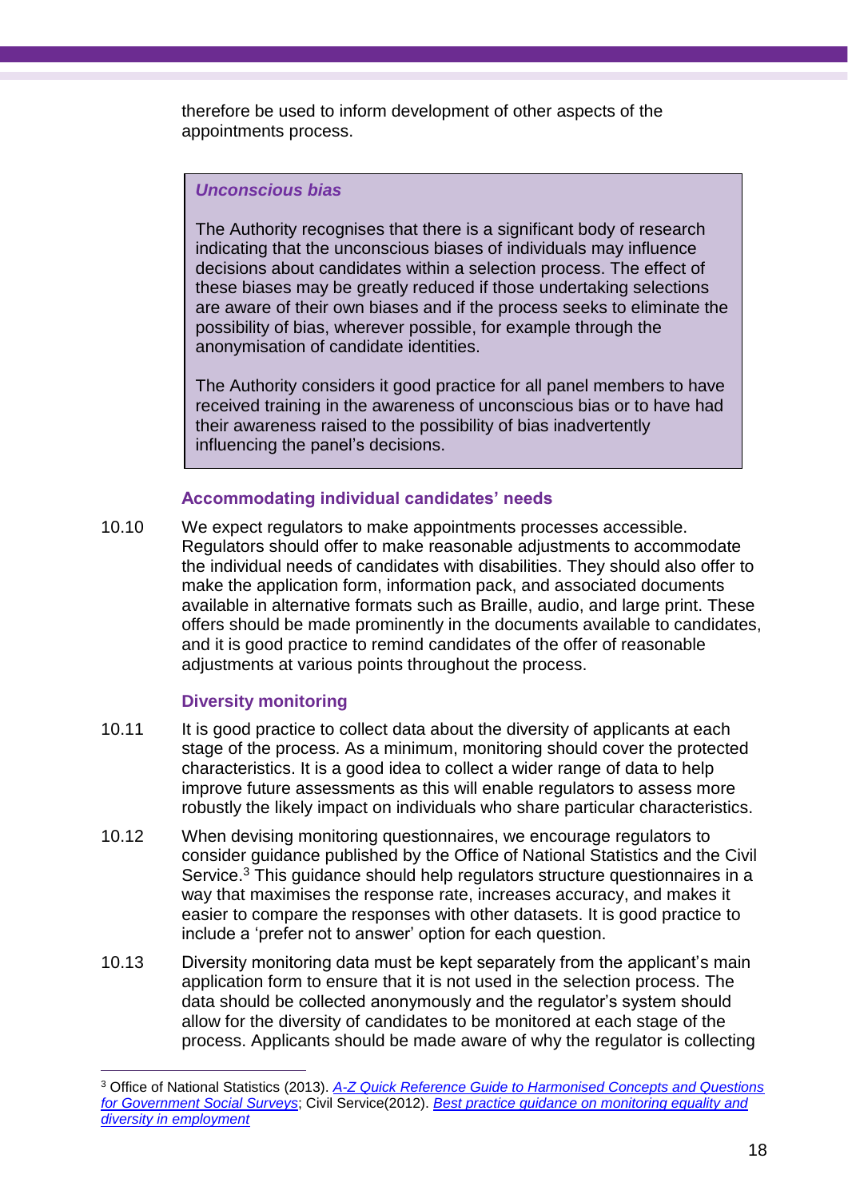therefore be used to inform development of other aspects of the appointments process.

> ***Unconscious bias***
>
> The Authority recognises that there is a significant body of research indicating that the unconscious biases of individuals may influence decisions about candidates within a selection process. The effect of these biases may be greatly reduced if those undertaking selections are aware of their own biases and if the process seeks to eliminate the possibility of bias, wherever possible, for example through the anonymisation of candidate identities.
>
> The Authority considers it good practice for all panel members to have received training in the awareness of unconscious bias or to have had their awareness raised to the possibility of bias inadvertently influencing the panel's decisions.

### Accommodating individual candidates' needs

10.10 We expect regulators to make appointments processes accessible. Regulators should offer to make reasonable adjustments to accommodate the individual needs of candidates with disabilities. They should also offer to make the application form, information pack, and associated documents available in alternative formats such as Braille, audio, and large print. These offers should be made prominently in the documents available to candidates, and it is good practice to remind candidates of the offer of reasonable adjustments at various points throughout the process.

### Diversity monitoring

10.11 It is good practice to collect data about the diversity of applicants at each stage of the process. As a minimum, monitoring should cover the protected characteristics. It is a good idea to collect a wider range of data to help improve future assessments as this will enable regulators to assess more robustly the likely impact on individuals who share particular characteristics.

10.12 When devising monitoring questionnaires, we encourage regulators to consider guidance published by the Office of National Statistics and the Civil Service.[3] This guidance should help regulators structure questionnaires in a way that maximises the response rate, increases accuracy, and makes it easier to compare the responses with other datasets. It is good practice to include a 'prefer not to answer' option for each question.

10.13 Diversity monitoring data must be kept separately from the applicant's main application form to ensure that it is not used in the selection process. The data should be collected anonymously and the regulator's system should allow for the diversity of candidates to be monitored at each stage of the process. Applicants should be made aware of why the regulator is collecting

---

[3] Office of National Statistics (2013). *A-Z Quick Reference Guide to Harmonised Concepts and Questions for Government Social Surveys*; Civil Service(2012). *Best practice guidance on monitoring equality and diversity in employment*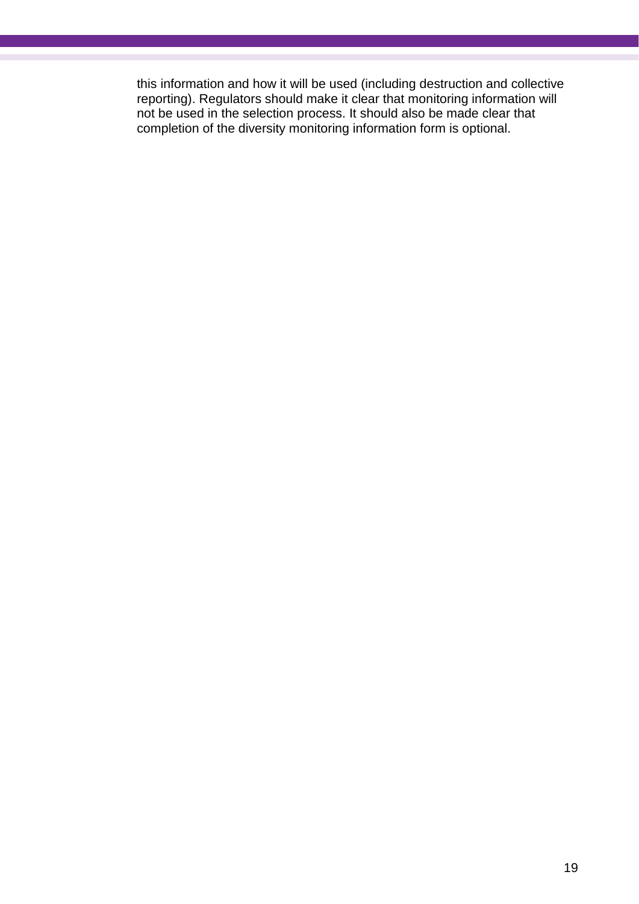this information and how it will be used (including destruction and collective reporting). Regulators should make it clear that monitoring information will not be used in the selection process. It should also be made clear that completion of the diversity monitoring information form is optional.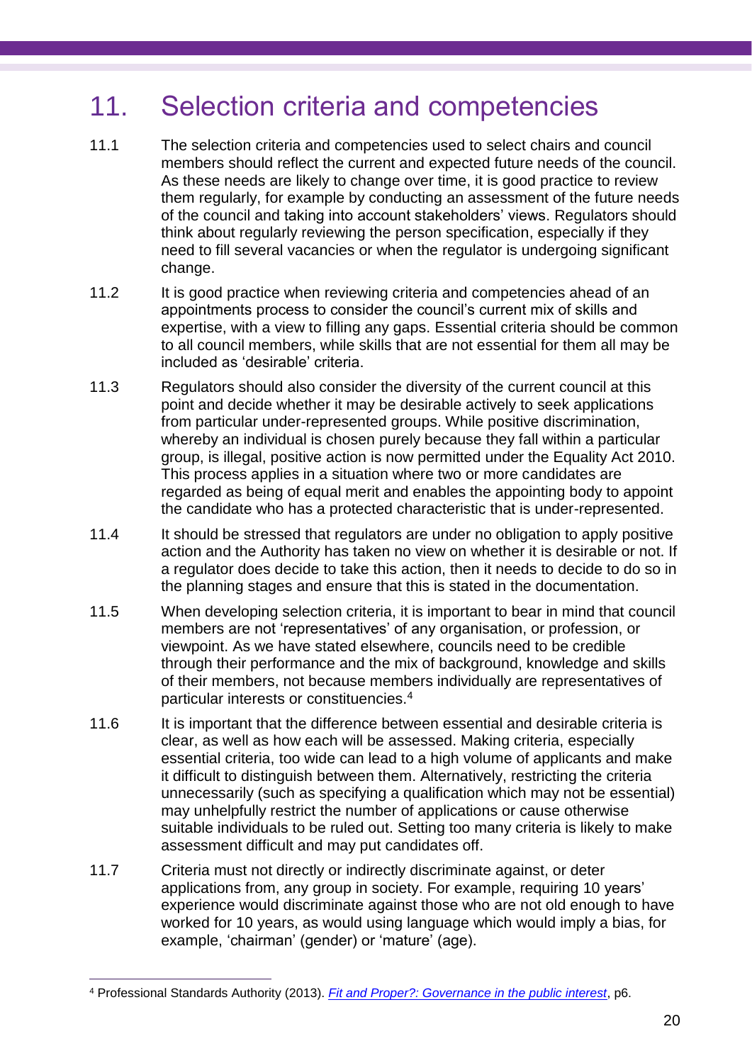# 11. Selection criteria and competencies

11.1 The selection criteria and competencies used to select chairs and council members should reflect the current and expected future needs of the council. As these needs are likely to change over time, it is good practice to review them regularly, for example by conducting an assessment of the future needs of the council and taking into account stakeholders' views. Regulators should think about regularly reviewing the person specification, especially if they need to fill several vacancies or when the regulator is undergoing significant change.

11.2 It is good practice when reviewing criteria and competencies ahead of an appointments process to consider the council's current mix of skills and expertise, with a view to filling any gaps. Essential criteria should be common to all council members, while skills that are not essential for them all may be included as 'desirable' criteria.

11.3 Regulators should also consider the diversity of the current council at this point and decide whether it may be desirable actively to seek applications from particular under-represented groups. While positive discrimination, whereby an individual is chosen purely because they fall within a particular group, is illegal, positive action is now permitted under the Equality Act 2010. This process applies in a situation where two or more candidates are regarded as being of equal merit and enables the appointing body to appoint the candidate who has a protected characteristic that is under-represented.

11.4 It should be stressed that regulators are under no obligation to apply positive action and the Authority has taken no view on whether it is desirable or not. If a regulator does decide to take this action, then it needs to decide to do so in the planning stages and ensure that this is stated in the documentation.

11.5 When developing selection criteria, it is important to bear in mind that council members are not 'representatives' of any organisation, or profession, or viewpoint. As we have stated elsewhere, councils need to be credible through their performance and the mix of background, knowledge and skills of their members, not because members individually are representatives of particular interests or constituencies.[4]

11.6 It is important that the difference between essential and desirable criteria is clear, as well as how each will be assessed. Making criteria, especially essential criteria, too wide can lead to a high volume of applicants and make it difficult to distinguish between them. Alternatively, restricting the criteria unnecessarily (such as specifying a qualification which may not be essential) may unhelpfully restrict the number of applications or cause otherwise suitable individuals to be ruled out. Setting too many criteria is likely to make assessment difficult and may put candidates off.

11.7 Criteria must not directly or indirectly discriminate against, or deter applications from, any group in society. For example, requiring 10 years' experience would discriminate against those who are not old enough to have worked for 10 years, as would using language which would imply a bias, for example, 'chairman' (gender) or 'mature' (age).

---

[4] Professional Standards Authority (2013). *Fit and Proper?: Governance in the public interest*, p6.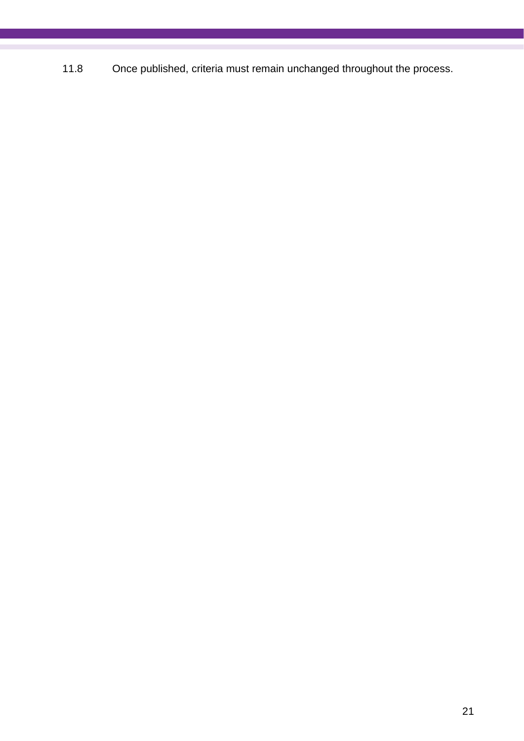11.8 Once published, criteria must remain unchanged throughout the process.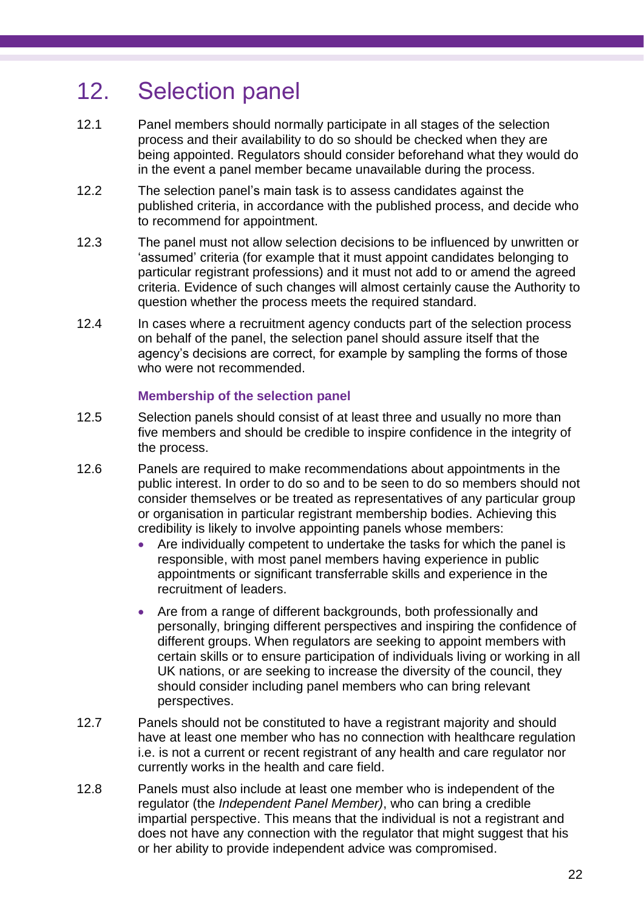# 12. Selection panel

12.1 Panel members should normally participate in all stages of the selection process and their availability to do so should be checked when they are being appointed. Regulators should consider beforehand what they would do in the event a panel member became unavailable during the process.

12.2 The selection panel's main task is to assess candidates against the published criteria, in accordance with the published process, and decide who to recommend for appointment.

12.3 The panel must not allow selection decisions to be influenced by unwritten or 'assumed' criteria (for example that it must appoint candidates belonging to particular registrant professions) and it must not add to or amend the agreed criteria. Evidence of such changes will almost certainly cause the Authority to question whether the process meets the required standard.

12.4 In cases where a recruitment agency conducts part of the selection process on behalf of the panel, the selection panel should assure itself that the agency's decisions are correct, for example by sampling the forms of those who were not recommended.

### Membership of the selection panel

12.5 Selection panels should consist of at least three and usually no more than five members and should be credible to inspire confidence in the integrity of the process.

12.6 Panels are required to make recommendations about appointments in the public interest. In order to do so and to be seen to do so members should not consider themselves or be treated as representatives of any particular group or organisation in particular registrant membership bodies. Achieving this credibility is likely to involve appointing panels whose members:

- Are individually competent to undertake the tasks for which the panel is responsible, with most panel members having experience in public appointments or significant transferrable skills and experience in the recruitment of leaders.
- Are from a range of different backgrounds, both professionally and personally, bringing different perspectives and inspiring the confidence of different groups. When regulators are seeking to appoint members with certain skills or to ensure participation of individuals living or working in all UK nations, or are seeking to increase the diversity of the council, they should consider including panel members who can bring relevant perspectives.

12.7 Panels should not be constituted to have a registrant majority and should have at least one member who has no connection with healthcare regulation i.e. is not a current or recent registrant of any health and care regulator nor currently works in the health and care field.

12.8 Panels must also include at least one member who is independent of the regulator (the *Independent Panel Member)*, who can bring a credible impartial perspective. This means that the individual is not a registrant and does not have any connection with the regulator that might suggest that his or her ability to provide independent advice was compromised.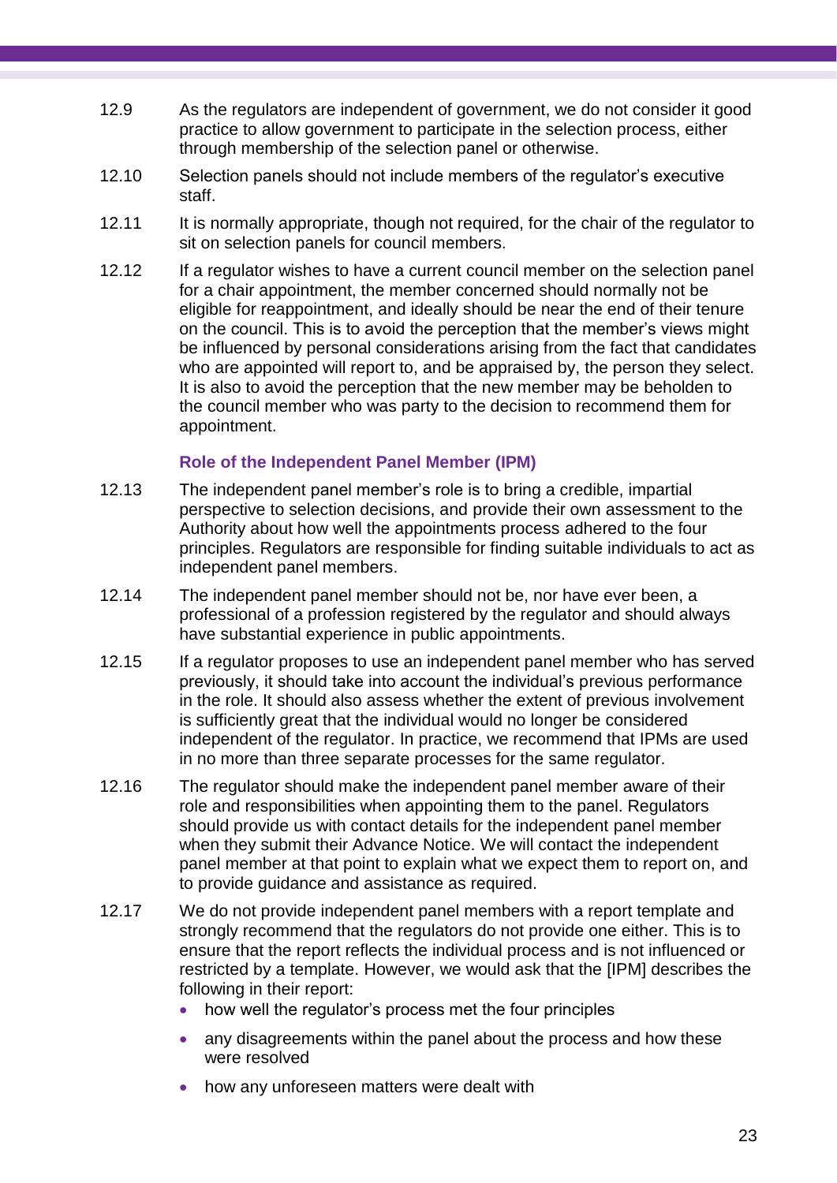12.9 As the regulators are independent of government, we do not consider it good practice to allow government to participate in the selection process, either through membership of the selection panel or otherwise.

12.10 Selection panels should not include members of the regulator's executive staff.

12.11 It is normally appropriate, though not required, for the chair of the regulator to sit on selection panels for council members.

12.12 If a regulator wishes to have a current council member on the selection panel for a chair appointment, the member concerned should normally not be eligible for reappointment, and ideally should be near the end of their tenure on the council. This is to avoid the perception that the member's views might be influenced by personal considerations arising from the fact that candidates who are appointed will report to, and be appraised by, the person they select. It is also to avoid the perception that the new member may be beholden to the council member who was party to the decision to recommend them for appointment.

### Role of the Independent Panel Member (IPM)

12.13 The independent panel member's role is to bring a credible, impartial perspective to selection decisions, and provide their own assessment to the Authority about how well the appointments process adhered to the four principles. Regulators are responsible for finding suitable individuals to act as independent panel members.

12.14 The independent panel member should not be, nor have ever been, a professional of a profession registered by the regulator and should always have substantial experience in public appointments.

12.15 If a regulator proposes to use an independent panel member who has served previously, it should take into account the individual's previous performance in the role. It should also assess whether the extent of previous involvement is sufficiently great that the individual would no longer be considered independent of the regulator. In practice, we recommend that IPMs are used in no more than three separate processes for the same regulator.

12.16 The regulator should make the independent panel member aware of their role and responsibilities when appointing them to the panel. Regulators should provide us with contact details for the independent panel member when they submit their Advance Notice. We will contact the independent panel member at that point to explain what we expect them to report on, and to provide guidance and assistance as required.

12.17 We do not provide independent panel members with a report template and strongly recommend that the regulators do not provide one either. This is to ensure that the report reflects the individual process and is not influenced or restricted by a template. However, we would ask that the [IPM] describes the following in their report:

- how well the regulator's process met the four principles
- any disagreements within the panel about the process and how these were resolved
- how any unforeseen matters were dealt with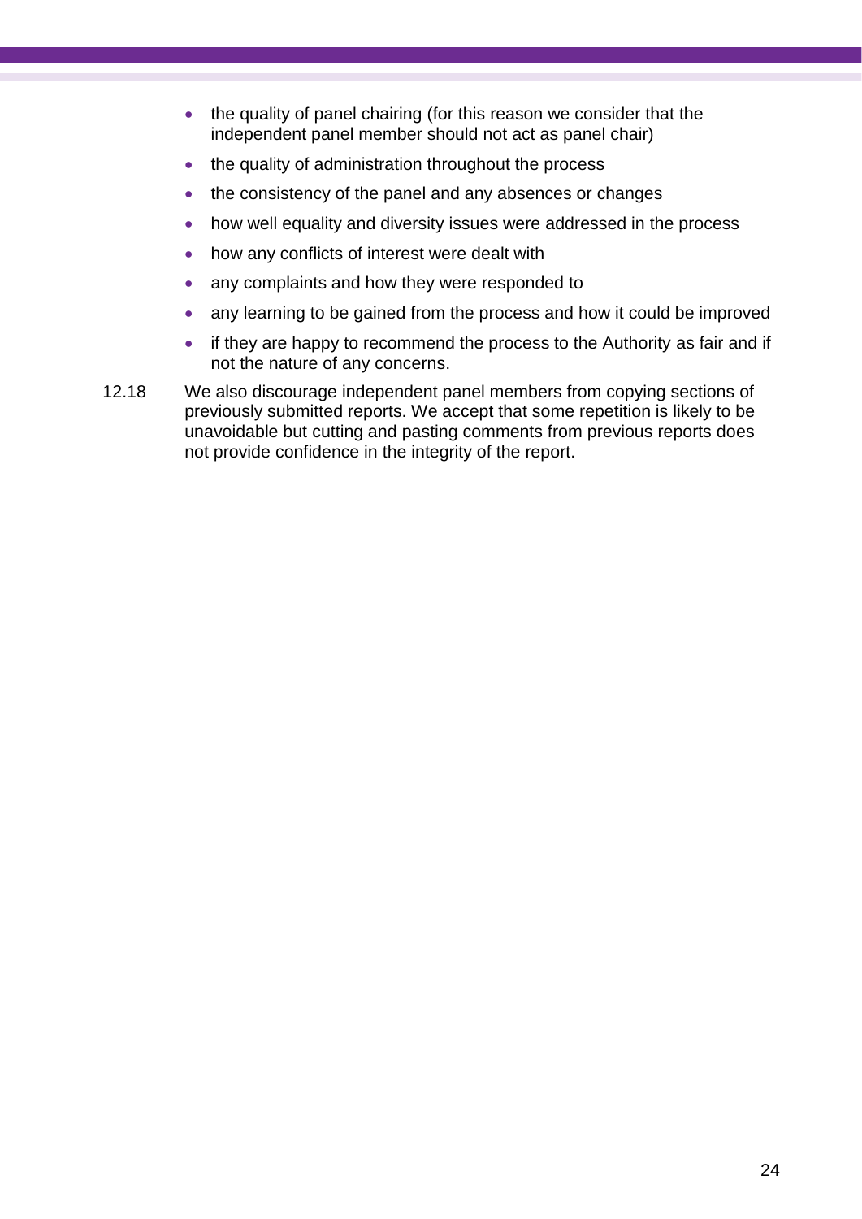- the quality of panel chairing (for this reason we consider that the independent panel member should not act as panel chair)
- the quality of administration throughout the process
- the consistency of the panel and any absences or changes
- how well equality and diversity issues were addressed in the process
- how any conflicts of interest were dealt with
- any complaints and how they were responded to
- any learning to be gained from the process and how it could be improved
- if they are happy to recommend the process to the Authority as fair and if not the nature of any concerns.

12.18 We also discourage independent panel members from copying sections of previously submitted reports. We accept that some repetition is likely to be unavoidable but cutting and pasting comments from previous reports does not provide confidence in the integrity of the report.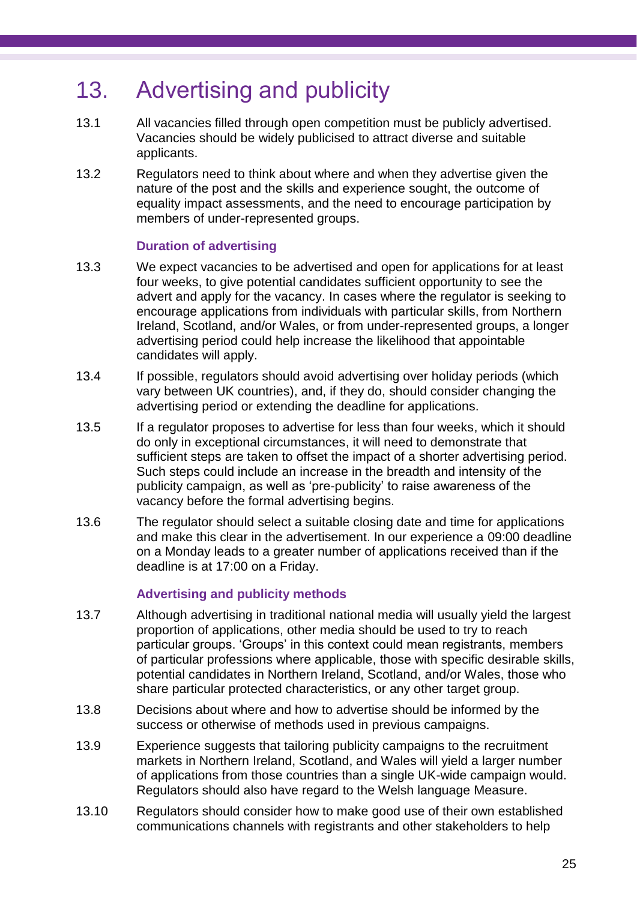# 13. Advertising and publicity

13.1 All vacancies filled through open competition must be publicly advertised. Vacancies should be widely publicised to attract diverse and suitable applicants.

13.2 Regulators need to think about where and when they advertise given the nature of the post and the skills and experience sought, the outcome of equality impact assessments, and the need to encourage participation by members of under-represented groups.

### Duration of advertising

13.3 We expect vacancies to be advertised and open for applications for at least four weeks, to give potential candidates sufficient opportunity to see the advert and apply for the vacancy. In cases where the regulator is seeking to encourage applications from individuals with particular skills, from Northern Ireland, Scotland, and/or Wales, or from under-represented groups, a longer advertising period could help increase the likelihood that appointable candidates will apply.

13.4 If possible, regulators should avoid advertising over holiday periods (which vary between UK countries), and, if they do, should consider changing the advertising period or extending the deadline for applications.

13.5 If a regulator proposes to advertise for less than four weeks, which it should do only in exceptional circumstances, it will need to demonstrate that sufficient steps are taken to offset the impact of a shorter advertising period. Such steps could include an increase in the breadth and intensity of the publicity campaign, as well as 'pre-publicity' to raise awareness of the vacancy before the formal advertising begins.

13.6 The regulator should select a suitable closing date and time for applications and make this clear in the advertisement. In our experience a 09:00 deadline on a Monday leads to a greater number of applications received than if the deadline is at 17:00 on a Friday.

### Advertising and publicity methods

13.7 Although advertising in traditional national media will usually yield the largest proportion of applications, other media should be used to try to reach particular groups. 'Groups' in this context could mean registrants, members of particular professions where applicable, those with specific desirable skills, potential candidates in Northern Ireland, Scotland, and/or Wales, those who share particular protected characteristics, or any other target group.

13.8 Decisions about where and how to advertise should be informed by the success or otherwise of methods used in previous campaigns.

13.9 Experience suggests that tailoring publicity campaigns to the recruitment markets in Northern Ireland, Scotland, and Wales will yield a larger number of applications from those countries than a single UK-wide campaign would. Regulators should also have regard to the Welsh language Measure.

13.10 Regulators should consider how to make good use of their own established communications channels with registrants and other stakeholders to help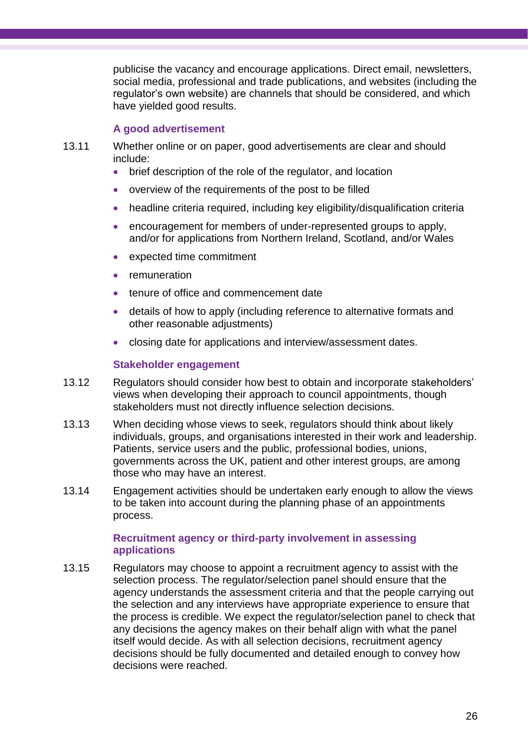publicise the vacancy and encourage applications. Direct email, newsletters, social media, professional and trade publications, and websites (including the regulator's own website) are channels that should be considered, and which have yielded good results.

### A good advertisement

13.11 Whether online or on paper, good advertisements are clear and should include:

- brief description of the role of the regulator, and location
- overview of the requirements of the post to be filled
- headline criteria required, including key eligibility/disqualification criteria
- encouragement for members of under-represented groups to apply, and/or for applications from Northern Ireland, Scotland, and/or Wales
- expected time commitment
- remuneration
- tenure of office and commencement date
- details of how to apply (including reference to alternative formats and other reasonable adjustments)
- closing date for applications and interview/assessment dates.

### Stakeholder engagement

13.12 Regulators should consider how best to obtain and incorporate stakeholders' views when developing their approach to council appointments, though stakeholders must not directly influence selection decisions.

13.13 When deciding whose views to seek, regulators should think about likely individuals, groups, and organisations interested in their work and leadership. Patients, service users and the public, professional bodies, unions, governments across the UK, patient and other interest groups, are among those who may have an interest.

13.14 Engagement activities should be undertaken early enough to allow the views to be taken into account during the planning phase of an appointments process.

### Recruitment agency or third-party involvement in assessing applications

13.15 Regulators may choose to appoint a recruitment agency to assist with the selection process. The regulator/selection panel should ensure that the agency understands the assessment criteria and that the people carrying out the selection and any interviews have appropriate experience to ensure that the process is credible. We expect the regulator/selection panel to check that any decisions the agency makes on their behalf align with what the panel itself would decide. As with all selection decisions, recruitment agency decisions should be fully documented and detailed enough to convey how decisions were reached.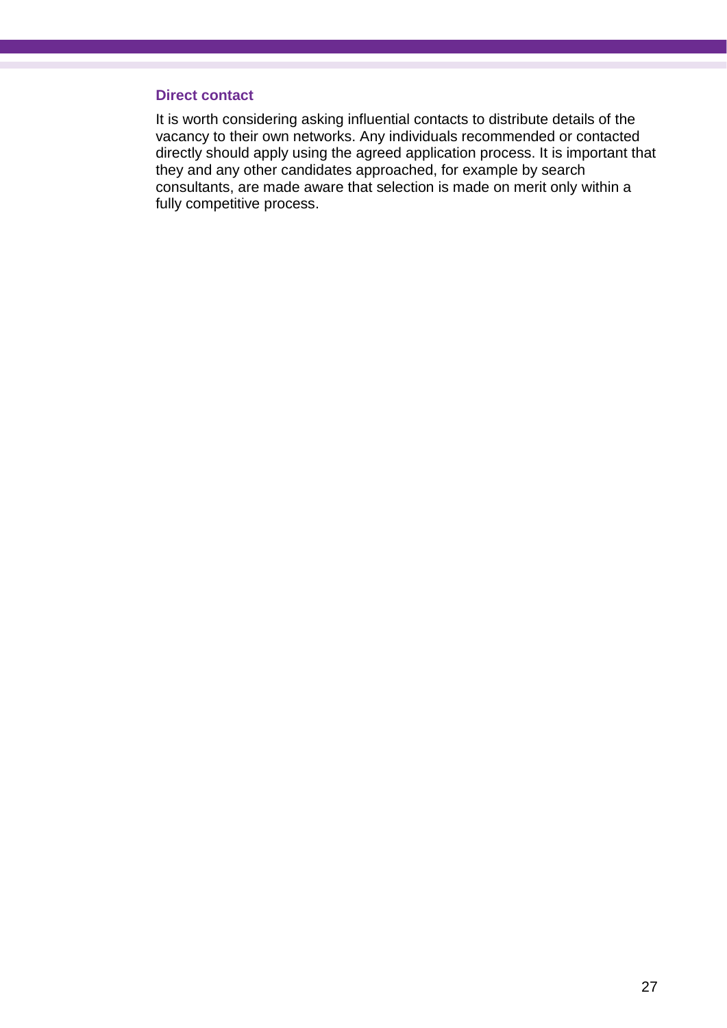### Direct contact

It is worth considering asking influential contacts to distribute details of the vacancy to their own networks. Any individuals recommended or contacted directly should apply using the agreed application process. It is important that they and any other candidates approached, for example by search consultants, are made aware that selection is made on merit only within a fully competitive process.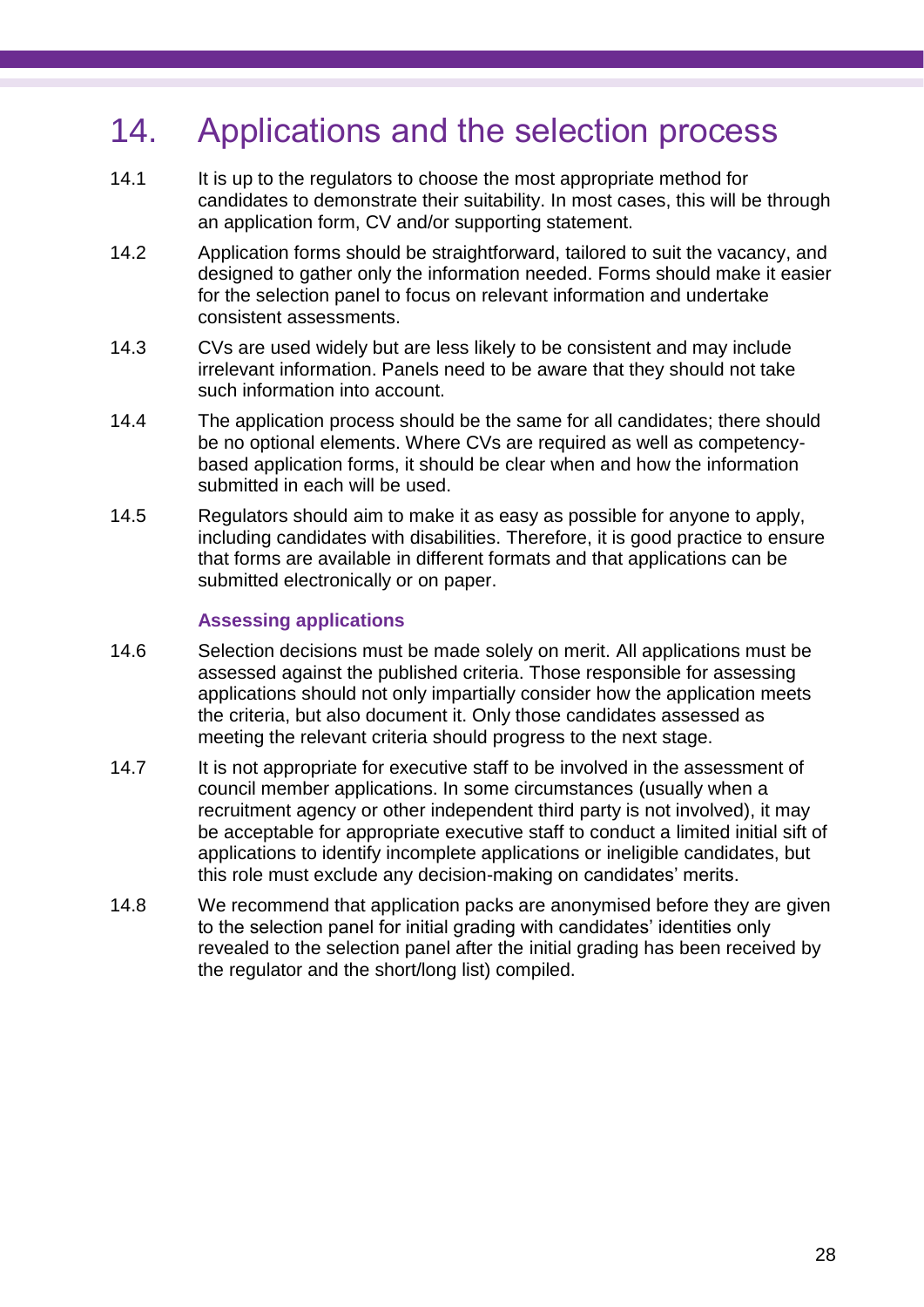# 14. Applications and the selection process

14.1 It is up to the regulators to choose the most appropriate method for candidates to demonstrate their suitability. In most cases, this will be through an application form, CV and/or supporting statement.

14.2 Application forms should be straightforward, tailored to suit the vacancy, and designed to gather only the information needed. Forms should make it easier for the selection panel to focus on relevant information and undertake consistent assessments.

14.3 CVs are used widely but are less likely to be consistent and may include irrelevant information. Panels need to be aware that they should not take such information into account.

14.4 The application process should be the same for all candidates; there should be no optional elements. Where CVs are required as well as competency-based application forms, it should be clear when and how the information submitted in each will be used.

14.5 Regulators should aim to make it as easy as possible for anyone to apply, including candidates with disabilities. Therefore, it is good practice to ensure that forms are available in different formats and that applications can be submitted electronically or on paper.

### Assessing applications

14.6 Selection decisions must be made solely on merit. All applications must be assessed against the published criteria. Those responsible for assessing applications should not only impartially consider how the application meets the criteria, but also document it. Only those candidates assessed as meeting the relevant criteria should progress to the next stage.

14.7 It is not appropriate for executive staff to be involved in the assessment of council member applications. In some circumstances (usually when a recruitment agency or other independent third party is not involved), it may be acceptable for appropriate executive staff to conduct a limited initial sift of applications to identify incomplete applications or ineligible candidates, but this role must exclude any decision-making on candidates' merits.

14.8 We recommend that application packs are anonymised before they are given to the selection panel for initial grading with candidates' identities only revealed to the selection panel after the initial grading has been received by the regulator and the short/long list) compiled.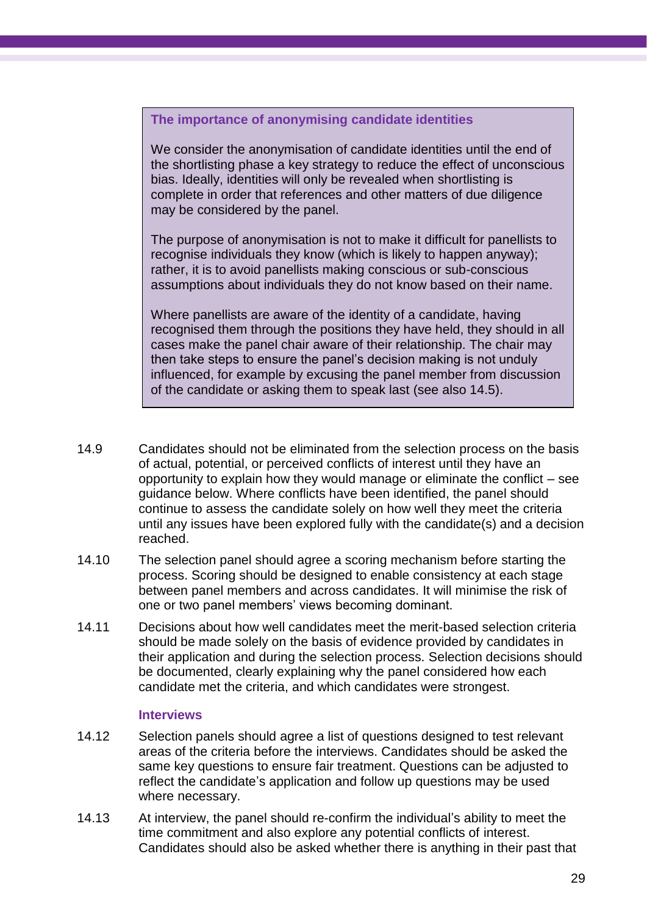> **The importance of anonymising candidate identities**
>
> We consider the anonymisation of candidate identities until the end of the shortlisting phase a key strategy to reduce the effect of unconscious bias. Ideally, identities will only be revealed when shortlisting is complete in order that references and other matters of due diligence may be considered by the panel.
>
> The purpose of anonymisation is not to make it difficult for panellists to recognise individuals they know (which is likely to happen anyway); rather, it is to avoid panellists making conscious or sub-conscious assumptions about individuals they do not know based on their name.
>
> Where panellists are aware of the identity of a candidate, having recognised them through the positions they have held, they should in all cases make the panel chair aware of their relationship. The chair may then take steps to ensure the panel's decision making is not unduly influenced, for example by excusing the panel member from discussion of the candidate or asking them to speak last (see also 14.5).

14.9 Candidates should not be eliminated from the selection process on the basis of actual, potential, or perceived conflicts of interest until they have an opportunity to explain how they would manage or eliminate the conflict – see guidance below. Where conflicts have been identified, the panel should continue to assess the candidate solely on how well they meet the criteria until any issues have been explored fully with the candidate(s) and a decision reached.

14.10 The selection panel should agree a scoring mechanism before starting the process. Scoring should be designed to enable consistency at each stage between panel members and across candidates. It will minimise the risk of one or two panel members' views becoming dominant.

14.11 Decisions about how well candidates meet the merit-based selection criteria should be made solely on the basis of evidence provided by candidates in their application and during the selection process. Selection decisions should be documented, clearly explaining why the panel considered how each candidate met the criteria, and which candidates were strongest.

### Interviews

14.12 Selection panels should agree a list of questions designed to test relevant areas of the criteria before the interviews. Candidates should be asked the same key questions to ensure fair treatment. Questions can be adjusted to reflect the candidate's application and follow up questions may be used where necessary.

14.13 At interview, the panel should re-confirm the individual's ability to meet the time commitment and also explore any potential conflicts of interest. Candidates should also be asked whether there is anything in their past that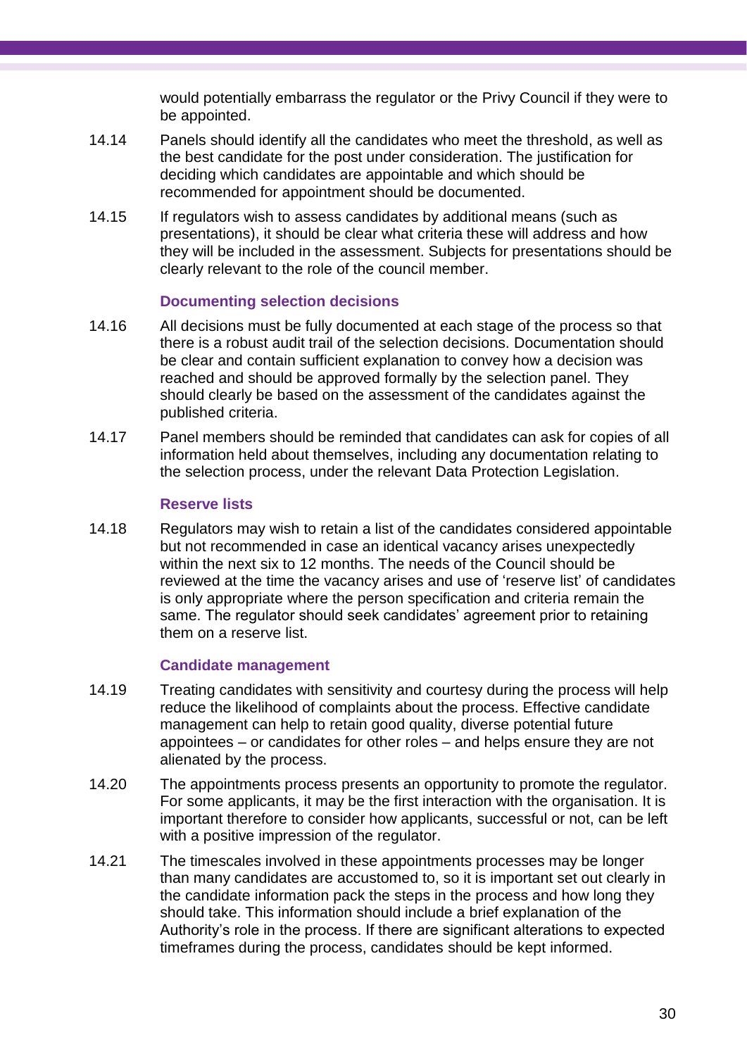would potentially embarrass the regulator or the Privy Council if they were to be appointed.

14.14 Panels should identify all the candidates who meet the threshold, as well as the best candidate for the post under consideration. The justification for deciding which candidates are appointable and which should be recommended for appointment should be documented.

14.15 If regulators wish to assess candidates by additional means (such as presentations), it should be clear what criteria these will address and how they will be included in the assessment. Subjects for presentations should be clearly relevant to the role of the council member.

### Documenting selection decisions

14.16 All decisions must be fully documented at each stage of the process so that there is a robust audit trail of the selection decisions. Documentation should be clear and contain sufficient explanation to convey how a decision was reached and should be approved formally by the selection panel. They should clearly be based on the assessment of the candidates against the published criteria.

14.17 Panel members should be reminded that candidates can ask for copies of all information held about themselves, including any documentation relating to the selection process, under the relevant Data Protection Legislation.

### Reserve lists

14.18 Regulators may wish to retain a list of the candidates considered appointable but not recommended in case an identical vacancy arises unexpectedly within the next six to 12 months. The needs of the Council should be reviewed at the time the vacancy arises and use of 'reserve list' of candidates is only appropriate where the person specification and criteria remain the same. The regulator should seek candidates' agreement prior to retaining them on a reserve list.

### Candidate management

14.19 Treating candidates with sensitivity and courtesy during the process will help reduce the likelihood of complaints about the process. Effective candidate management can help to retain good quality, diverse potential future appointees – or candidates for other roles – and helps ensure they are not alienated by the process.

14.20 The appointments process presents an opportunity to promote the regulator. For some applicants, it may be the first interaction with the organisation. It is important therefore to consider how applicants, successful or not, can be left with a positive impression of the regulator.

14.21 The timescales involved in these appointments processes may be longer than many candidates are accustomed to, so it is important set out clearly in the candidate information pack the steps in the process and how long they should take. This information should include a brief explanation of the Authority's role in the process. If there are significant alterations to expected timeframes during the process, candidates should be kept informed.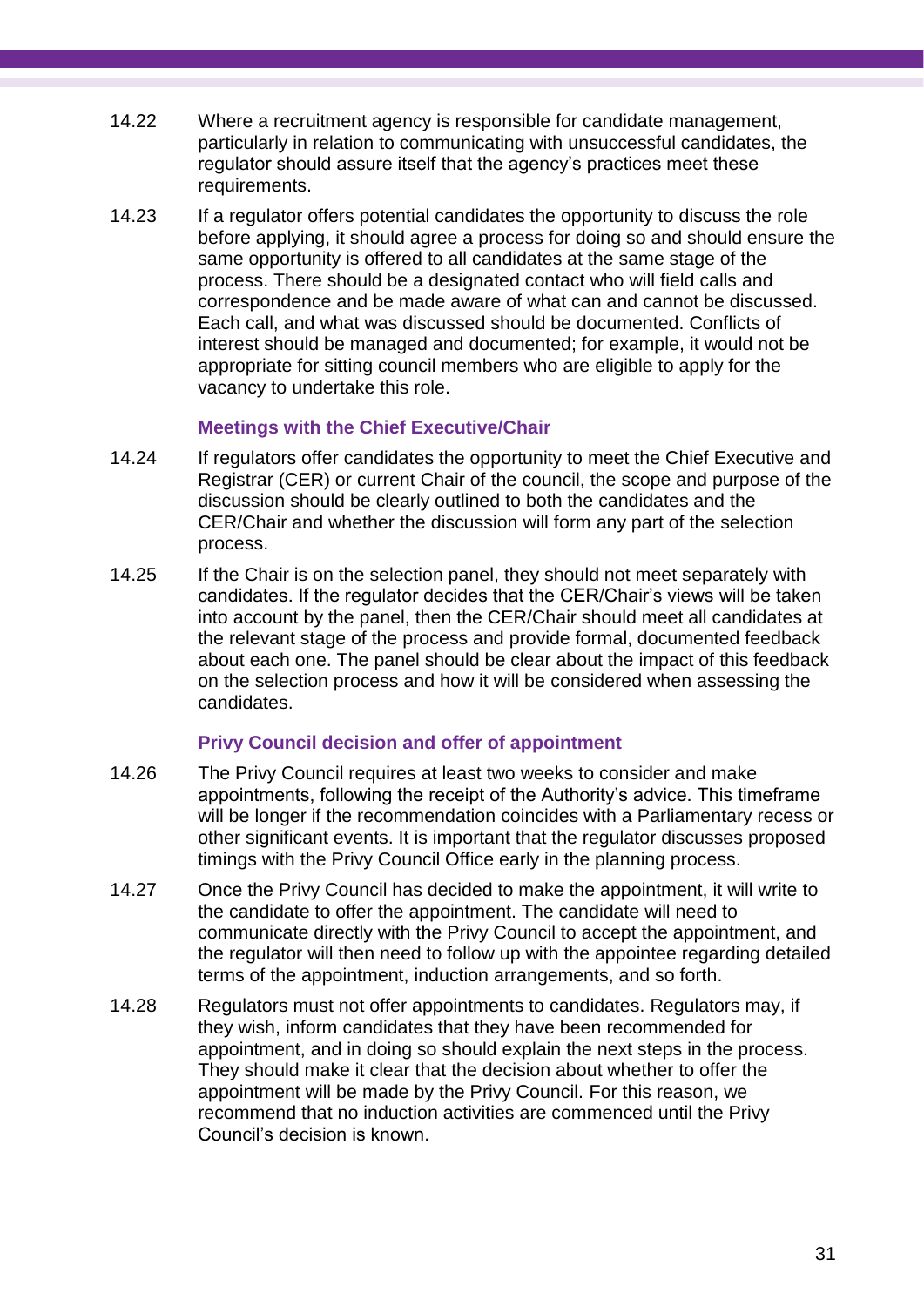14.22 Where a recruitment agency is responsible for candidate management, particularly in relation to communicating with unsuccessful candidates, the regulator should assure itself that the agency's practices meet these requirements.

14.23 If a regulator offers potential candidates the opportunity to discuss the role before applying, it should agree a process for doing so and should ensure the same opportunity is offered to all candidates at the same stage of the process. There should be a designated contact who will field calls and correspondence and be made aware of what can and cannot be discussed. Each call, and what was discussed should be documented. Conflicts of interest should be managed and documented; for example, it would not be appropriate for sitting council members who are eligible to apply for the vacancy to undertake this role.

### Meetings with the Chief Executive/Chair

14.24 If regulators offer candidates the opportunity to meet the Chief Executive and Registrar (CER) or current Chair of the council, the scope and purpose of the discussion should be clearly outlined to both the candidates and the CER/Chair and whether the discussion will form any part of the selection process.

14.25 If the Chair is on the selection panel, they should not meet separately with candidates. If the regulator decides that the CER/Chair's views will be taken into account by the panel, then the CER/Chair should meet all candidates at the relevant stage of the process and provide formal, documented feedback about each one. The panel should be clear about the impact of this feedback on the selection process and how it will be considered when assessing the candidates.

### Privy Council decision and offer of appointment

14.26 The Privy Council requires at least two weeks to consider and make appointments, following the receipt of the Authority's advice. This timeframe will be longer if the recommendation coincides with a Parliamentary recess or other significant events. It is important that the regulator discusses proposed timings with the Privy Council Office early in the planning process.

14.27 Once the Privy Council has decided to make the appointment, it will write to the candidate to offer the appointment. The candidate will need to communicate directly with the Privy Council to accept the appointment, and the regulator will then need to follow up with the appointee regarding detailed terms of the appointment, induction arrangements, and so forth.

14.28 Regulators must not offer appointments to candidates. Regulators may, if they wish, inform candidates that they have been recommended for appointment, and in doing so should explain the next steps in the process. They should make it clear that the decision about whether to offer the appointment will be made by the Privy Council. For this reason, we recommend that no induction activities are commenced until the Privy Council's decision is known.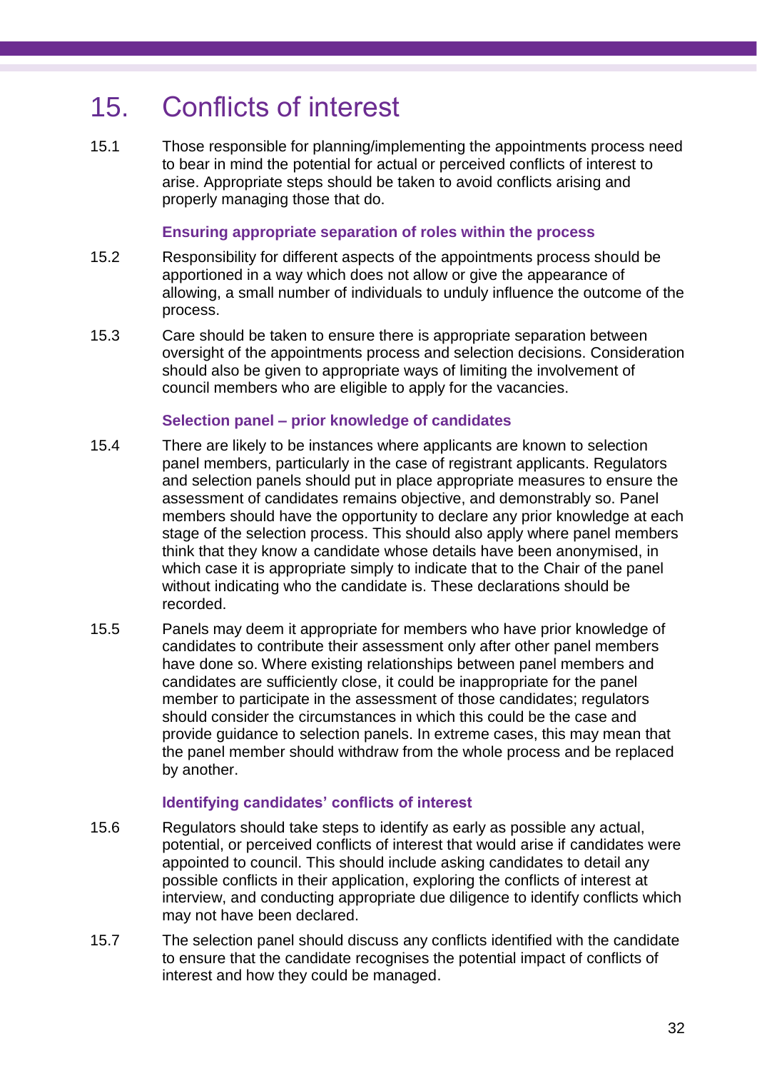# 15. Conflicts of interest

15.1 Those responsible for planning/implementing the appointments process need to bear in mind the potential for actual or perceived conflicts of interest to arise. Appropriate steps should be taken to avoid conflicts arising and properly managing those that do.

### Ensuring appropriate separation of roles within the process

15.2 Responsibility for different aspects of the appointments process should be apportioned in a way which does not allow or give the appearance of allowing, a small number of individuals to unduly influence the outcome of the process.

15.3 Care should be taken to ensure there is appropriate separation between oversight of the appointments process and selection decisions. Consideration should also be given to appropriate ways of limiting the involvement of council members who are eligible to apply for the vacancies.

### Selection panel – prior knowledge of candidates

15.4 There are likely to be instances where applicants are known to selection panel members, particularly in the case of registrant applicants. Regulators and selection panels should put in place appropriate measures to ensure the assessment of candidates remains objective, and demonstrably so. Panel members should have the opportunity to declare any prior knowledge at each stage of the selection process. This should also apply where panel members think that they know a candidate whose details have been anonymised, in which case it is appropriate simply to indicate that to the Chair of the panel without indicating who the candidate is. These declarations should be recorded.

15.5 Panels may deem it appropriate for members who have prior knowledge of candidates to contribute their assessment only after other panel members have done so. Where existing relationships between panel members and candidates are sufficiently close, it could be inappropriate for the panel member to participate in the assessment of those candidates; regulators should consider the circumstances in which this could be the case and provide guidance to selection panels. In extreme cases, this may mean that the panel member should withdraw from the whole process and be replaced by another.

### Identifying candidates' conflicts of interest

15.6 Regulators should take steps to identify as early as possible any actual, potential, or perceived conflicts of interest that would arise if candidates were appointed to council. This should include asking candidates to detail any possible conflicts in their application, exploring the conflicts of interest at interview, and conducting appropriate due diligence to identify conflicts which may not have been declared.

15.7 The selection panel should discuss any conflicts identified with the candidate to ensure that the candidate recognises the potential impact of conflicts of interest and how they could be managed.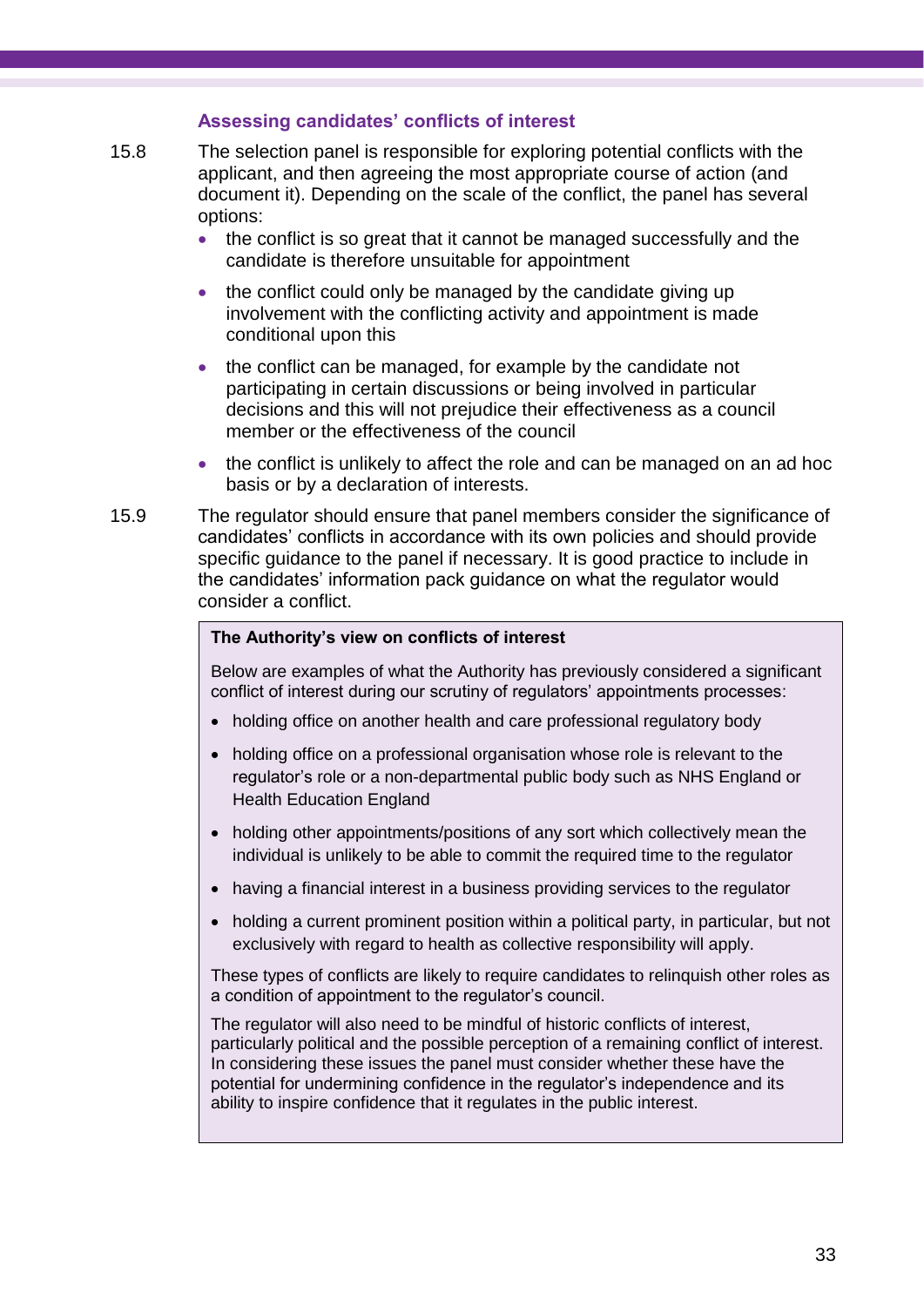### Assessing candidates' conflicts of interest

15.8 The selection panel is responsible for exploring potential conflicts with the applicant, and then agreeing the most appropriate course of action (and document it). Depending on the scale of the conflict, the panel has several options:

- the conflict is so great that it cannot be managed successfully and the candidate is therefore unsuitable for appointment
- the conflict could only be managed by the candidate giving up involvement with the conflicting activity and appointment is made conditional upon this
- the conflict can be managed, for example by the candidate not participating in certain discussions or being involved in particular decisions and this will not prejudice their effectiveness as a council member or the effectiveness of the council
- the conflict is unlikely to affect the role and can be managed on an ad hoc basis or by a declaration of interests.

15.9 The regulator should ensure that panel members consider the significance of candidates' conflicts in accordance with its own policies and should provide specific guidance to the panel if necessary. It is good practice to include in the candidates' information pack guidance on what the regulator would consider a conflict.

**The Authority's view on conflicts of interest**

Below are examples of what the Authority has previously considered a significant conflict of interest during our scrutiny of regulators' appointments processes:

- holding office on another health and care professional regulatory body
- holding office on a professional organisation whose role is relevant to the regulator's role or a non-departmental public body such as NHS England or Health Education England
- holding other appointments/positions of any sort which collectively mean the individual is unlikely to be able to commit the required time to the regulator
- having a financial interest in a business providing services to the regulator
- holding a current prominent position within a political party, in particular, but not exclusively with regard to health as collective responsibility will apply.

These types of conflicts are likely to require candidates to relinquish other roles as a condition of appointment to the regulator's council.

The regulator will also need to be mindful of historic conflicts of interest, particularly political and the possible perception of a remaining conflict of interest. In considering these issues the panel must consider whether these have the potential for undermining confidence in the regulator's independence and its ability to inspire confidence that it regulates in the public interest.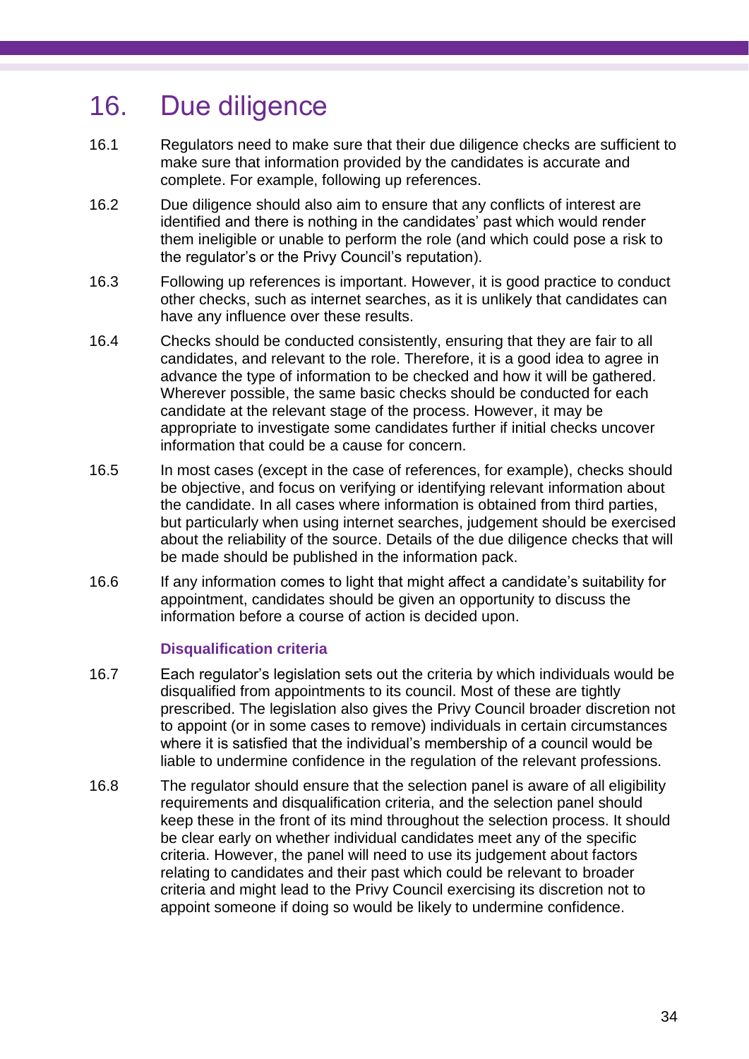# 16. Due diligence

16.1 Regulators need to make sure that their due diligence checks are sufficient to make sure that information provided by the candidates is accurate and complete. For example, following up references.

16.2 Due diligence should also aim to ensure that any conflicts of interest are identified and there is nothing in the candidates' past which would render them ineligible or unable to perform the role (and which could pose a risk to the regulator's or the Privy Council's reputation).

16.3 Following up references is important. However, it is good practice to conduct other checks, such as internet searches, as it is unlikely that candidates can have any influence over these results.

16.4 Checks should be conducted consistently, ensuring that they are fair to all candidates, and relevant to the role. Therefore, it is a good idea to agree in advance the type of information to be checked and how it will be gathered. Wherever possible, the same basic checks should be conducted for each candidate at the relevant stage of the process. However, it may be appropriate to investigate some candidates further if initial checks uncover information that could be a cause for concern.

16.5 In most cases (except in the case of references, for example), checks should be objective, and focus on verifying or identifying relevant information about the candidate. In all cases where information is obtained from third parties, but particularly when using internet searches, judgement should be exercised about the reliability of the source. Details of the due diligence checks that will be made should be published in the information pack.

16.6 If any information comes to light that might affect a candidate's suitability for appointment, candidates should be given an opportunity to discuss the information before a course of action is decided upon.

### Disqualification criteria

16.7 Each regulator's legislation sets out the criteria by which individuals would be disqualified from appointments to its council. Most of these are tightly prescribed. The legislation also gives the Privy Council broader discretion not to appoint (or in some cases to remove) individuals in certain circumstances where it is satisfied that the individual's membership of a council would be liable to undermine confidence in the regulation of the relevant professions.

16.8 The regulator should ensure that the selection panel is aware of all eligibility requirements and disqualification criteria, and the selection panel should keep these in the front of its mind throughout the selection process. It should be clear early on whether individual candidates meet any of the specific criteria. However, the panel will need to use its judgement about factors relating to candidates and their past which could be relevant to broader criteria and might lead to the Privy Council exercising its discretion not to appoint someone if doing so would be likely to undermine confidence.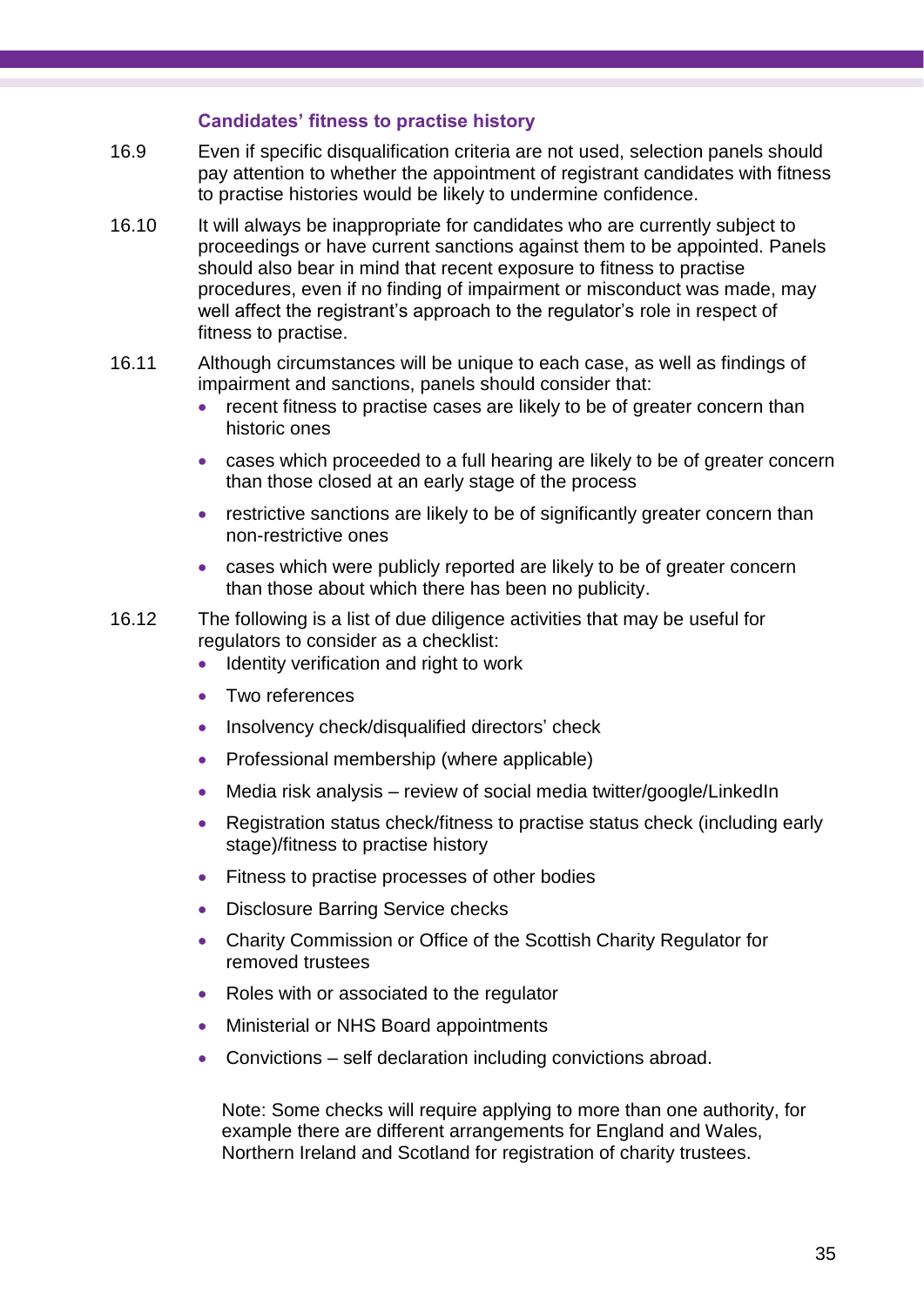### Candidates' fitness to practise history

16.9 Even if specific disqualification criteria are not used, selection panels should pay attention to whether the appointment of registrant candidates with fitness to practise histories would be likely to undermine confidence.

16.10 It will always be inappropriate for candidates who are currently subject to proceedings or have current sanctions against them to be appointed. Panels should also bear in mind that recent exposure to fitness to practise procedures, even if no finding of impairment or misconduct was made, may well affect the registrant's approach to the regulator's role in respect of fitness to practise.

16.11 Although circumstances will be unique to each case, as well as findings of impairment and sanctions, panels should consider that:

- recent fitness to practise cases are likely to be of greater concern than historic ones
- cases which proceeded to a full hearing are likely to be of greater concern than those closed at an early stage of the process
- restrictive sanctions are likely to be of significantly greater concern than non-restrictive ones
- cases which were publicly reported are likely to be of greater concern than those about which there has been no publicity.

16.12 The following is a list of due diligence activities that may be useful for regulators to consider as a checklist:

- Identity verification and right to work
- Two references
- Insolvency check/disqualified directors' check
- Professional membership (where applicable)
- Media risk analysis – review of social media twitter/google/LinkedIn
- Registration status check/fitness to practise status check (including early stage)/fitness to practise history
- Fitness to practise processes of other bodies
- Disclosure Barring Service checks
- Charity Commission or Office of the Scottish Charity Regulator for removed trustees
- Roles with or associated to the regulator
- Ministerial or NHS Board appointments
- Convictions – self declaration including convictions abroad.

Note: Some checks will require applying to more than one authority, for example there are different arrangements for England and Wales, Northern Ireland and Scotland for registration of charity trustees.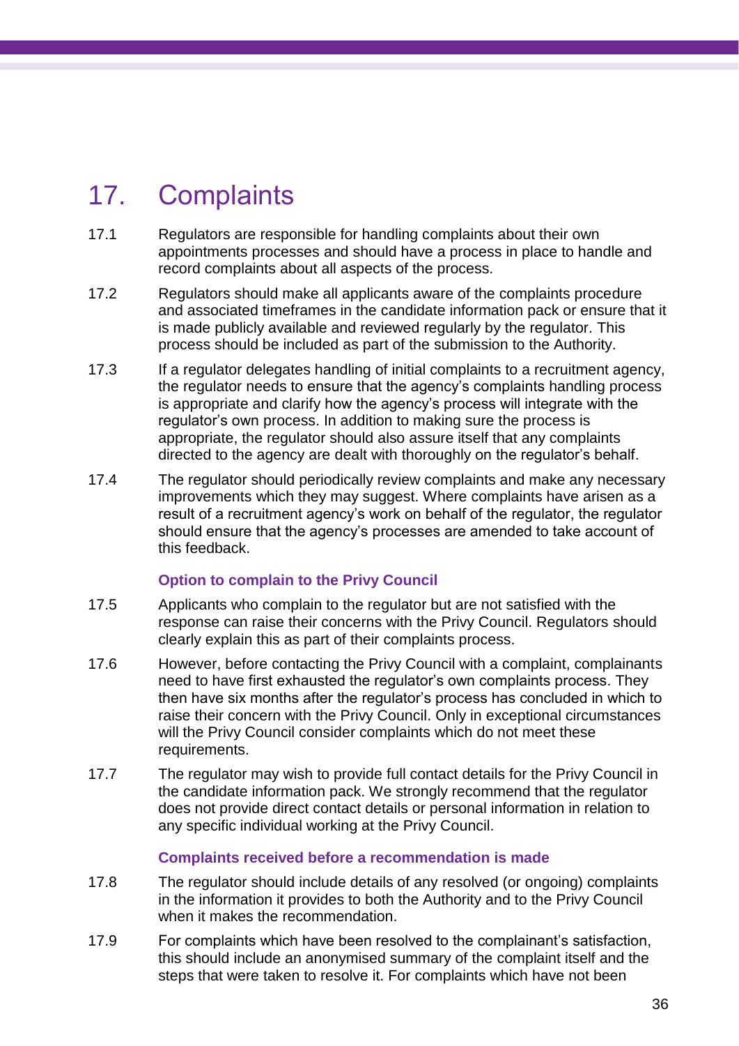# 17. Complaints

17.1 Regulators are responsible for handling complaints about their own appointments processes and should have a process in place to handle and record complaints about all aspects of the process.

17.2 Regulators should make all applicants aware of the complaints procedure and associated timeframes in the candidate information pack or ensure that it is made publicly available and reviewed regularly by the regulator. This process should be included as part of the submission to the Authority.

17.3 If a regulator delegates handling of initial complaints to a recruitment agency, the regulator needs to ensure that the agency's complaints handling process is appropriate and clarify how the agency's process will integrate with the regulator's own process. In addition to making sure the process is appropriate, the regulator should also assure itself that any complaints directed to the agency are dealt with thoroughly on the regulator's behalf.

17.4 The regulator should periodically review complaints and make any necessary improvements which they may suggest. Where complaints have arisen as a result of a recruitment agency's work on behalf of the regulator, the regulator should ensure that the agency's processes are amended to take account of this feedback.

### Option to complain to the Privy Council

17.5 Applicants who complain to the regulator but are not satisfied with the response can raise their concerns with the Privy Council. Regulators should clearly explain this as part of their complaints process.

17.6 However, before contacting the Privy Council with a complaint, complainants need to have first exhausted the regulator's own complaints process. They then have six months after the regulator's process has concluded in which to raise their concern with the Privy Council. Only in exceptional circumstances will the Privy Council consider complaints which do not meet these requirements.

17.7 The regulator may wish to provide full contact details for the Privy Council in the candidate information pack. We strongly recommend that the regulator does not provide direct contact details or personal information in relation to any specific individual working at the Privy Council.

### Complaints received before a recommendation is made

17.8 The regulator should include details of any resolved (or ongoing) complaints in the information it provides to both the Authority and to the Privy Council when it makes the recommendation.

17.9 For complaints which have been resolved to the complainant's satisfaction, this should include an anonymised summary of the complaint itself and the steps that were taken to resolve it. For complaints which have not been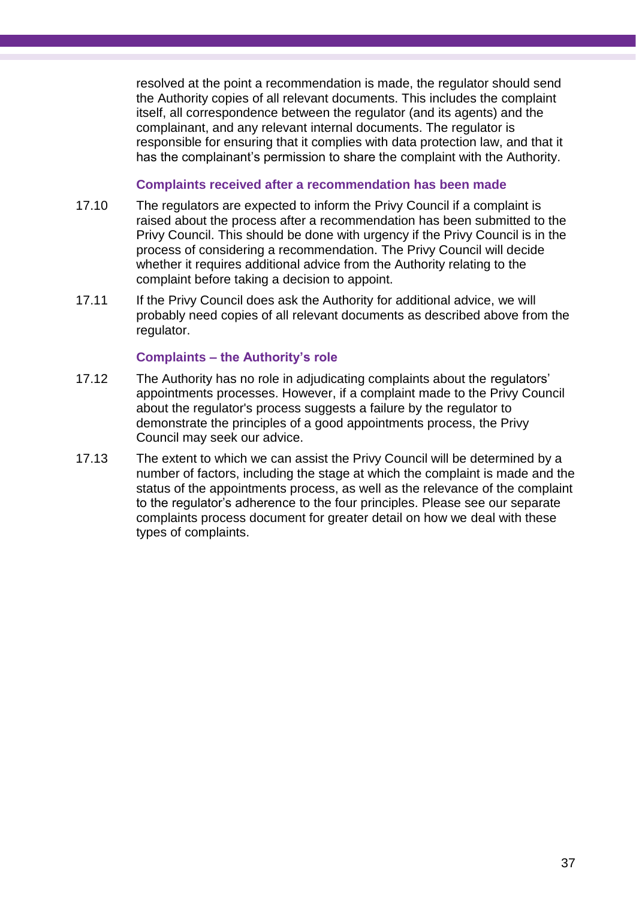resolved at the point a recommendation is made, the regulator should send the Authority copies of all relevant documents. This includes the complaint itself, all correspondence between the regulator (and its agents) and the complainant, and any relevant internal documents. The regulator is responsible for ensuring that it complies with data protection law, and that it has the complainant's permission to share the complaint with the Authority.

### Complaints received after a recommendation has been made

17.10 The regulators are expected to inform the Privy Council if a complaint is raised about the process after a recommendation has been submitted to the Privy Council. This should be done with urgency if the Privy Council is in the process of considering a recommendation. The Privy Council will decide whether it requires additional advice from the Authority relating to the complaint before taking a decision to appoint.

17.11 If the Privy Council does ask the Authority for additional advice, we will probably need copies of all relevant documents as described above from the regulator.

### Complaints – the Authority's role

17.12 The Authority has no role in adjudicating complaints about the regulators' appointments processes. However, if a complaint made to the Privy Council about the regulator's process suggests a failure by the regulator to demonstrate the principles of a good appointments process, the Privy Council may seek our advice.

17.13 The extent to which we can assist the Privy Council will be determined by a number of factors, including the stage at which the complaint is made and the status of the appointments process, as well as the relevance of the complaint to the regulator's adherence to the four principles. Please see our separate complaints process document for greater detail on how we deal with these types of complaints.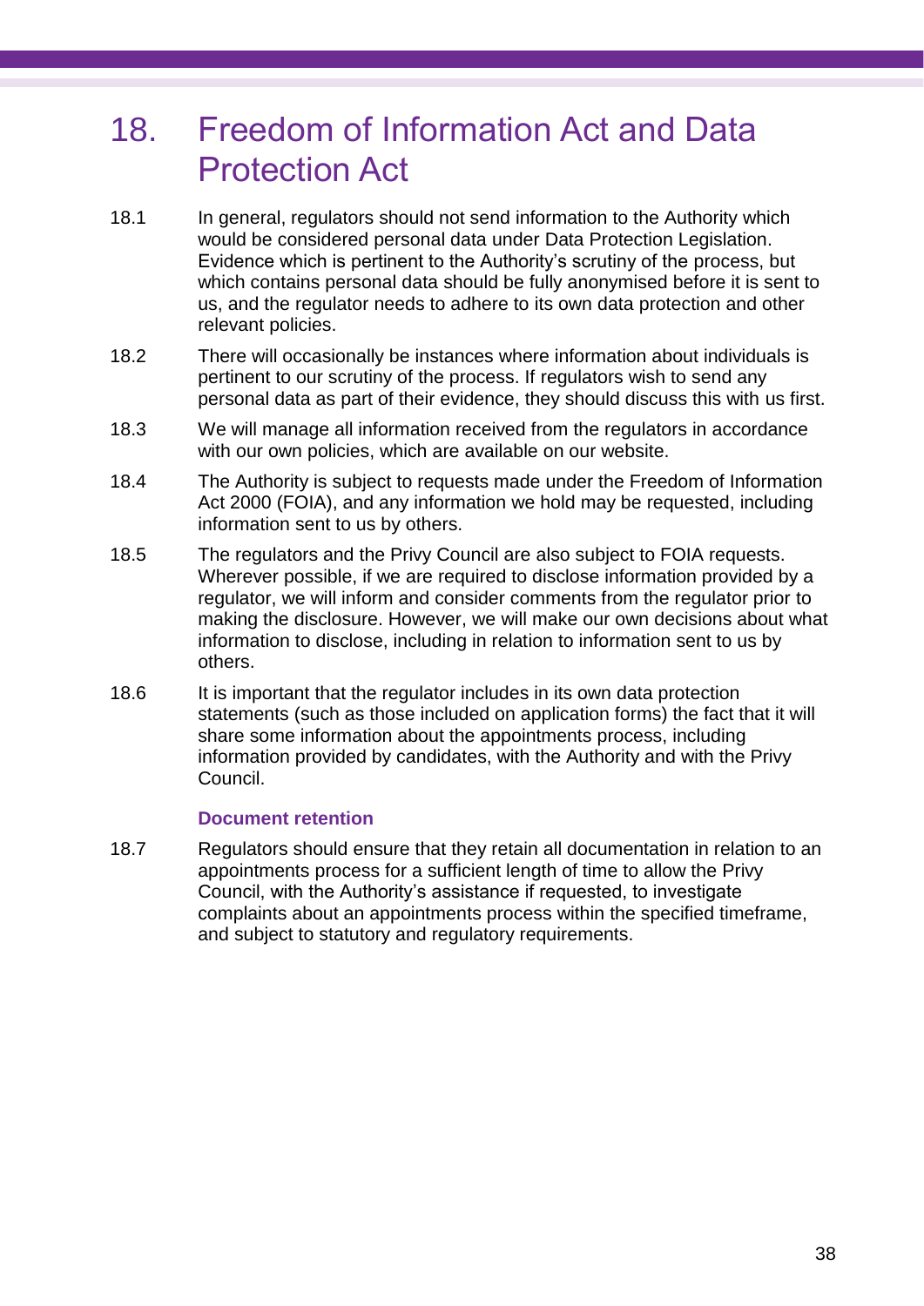# 18. Freedom of Information Act and Data Protection Act

18.1 In general, regulators should not send information to the Authority which would be considered personal data under Data Protection Legislation. Evidence which is pertinent to the Authority's scrutiny of the process, but which contains personal data should be fully anonymised before it is sent to us, and the regulator needs to adhere to its own data protection and other relevant policies.

18.2 There will occasionally be instances where information about individuals is pertinent to our scrutiny of the process. If regulators wish to send any personal data as part of their evidence, they should discuss this with us first.

18.3 We will manage all information received from the regulators in accordance with our own policies, which are available on our website.

18.4 The Authority is subject to requests made under the Freedom of Information Act 2000 (FOIA), and any information we hold may be requested, including information sent to us by others.

18.5 The regulators and the Privy Council are also subject to FOIA requests. Wherever possible, if we are required to disclose information provided by a regulator, we will inform and consider comments from the regulator prior to making the disclosure. However, we will make our own decisions about what information to disclose, including in relation to information sent to us by others.

18.6 It is important that the regulator includes in its own data protection statements (such as those included on application forms) the fact that it will share some information about the appointments process, including information provided by candidates, with the Authority and with the Privy Council.

### Document retention

18.7 Regulators should ensure that they retain all documentation in relation to an appointments process for a sufficient length of time to allow the Privy Council, with the Authority's assistance if requested, to investigate complaints about an appointments process within the specified timeframe, and subject to statutory and regulatory requirements.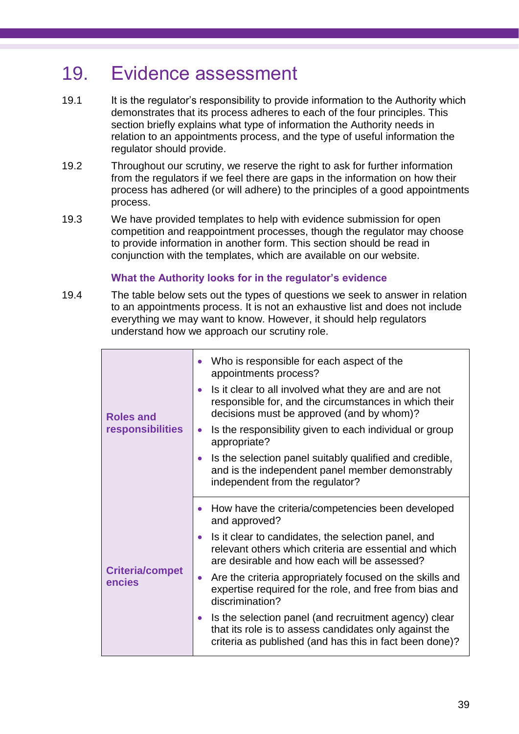## 19. Evidence assessment

19.1 It is the regulator's responsibility to provide information to the Authority which demonstrates that its process adheres to each of the four principles. This section briefly explains what type of information the Authority needs in relation to an appointments process, and the type of useful information the regulator should provide.

19.2 Throughout our scrutiny, we reserve the right to ask for further information from the regulators if we feel there are gaps in the information on how their process has adhered (or will adhere) to the principles of a good appointments process.

19.3 We have provided templates to help with evidence submission for open competition and reappointment processes, though the regulator may choose to provide information in another form. This section should be read in conjunction with the templates, which are available on our website.

### What the Authority looks for in the regulator's evidence

19.4 The table below sets out the types of questions we seek to answer in relation to an appointments process. It is not an exhaustive list and does not include everything we may want to know. However, it should help regulators understand how we approach our scrutiny role.

| | |
|---|---|
| **Roles and responsibilities** | • Who is responsible for each aspect of the appointments process?<br>• Is it clear to all involved what they are and are not responsible for, and the circumstances in which their decisions must be approved (and by whom)?<br>• Is the responsibility given to each individual or group appropriate?<br>• Is the selection panel suitably qualified and credible, and is the independent panel member demonstrably independent from the regulator? |
| **Criteria/competencies** | • How have the criteria/competencies been developed and approved?<br>• Is it clear to candidates, the selection panel, and relevant others which criteria are essential and which are desirable and how each will be assessed?<br>• Are the criteria appropriately focused on the skills and expertise required for the role, and free from bias and discrimination?<br>• Is the selection panel (and recruitment agency) clear that its role is to assess candidates only against the criteria as published (and has this in fact been done)? |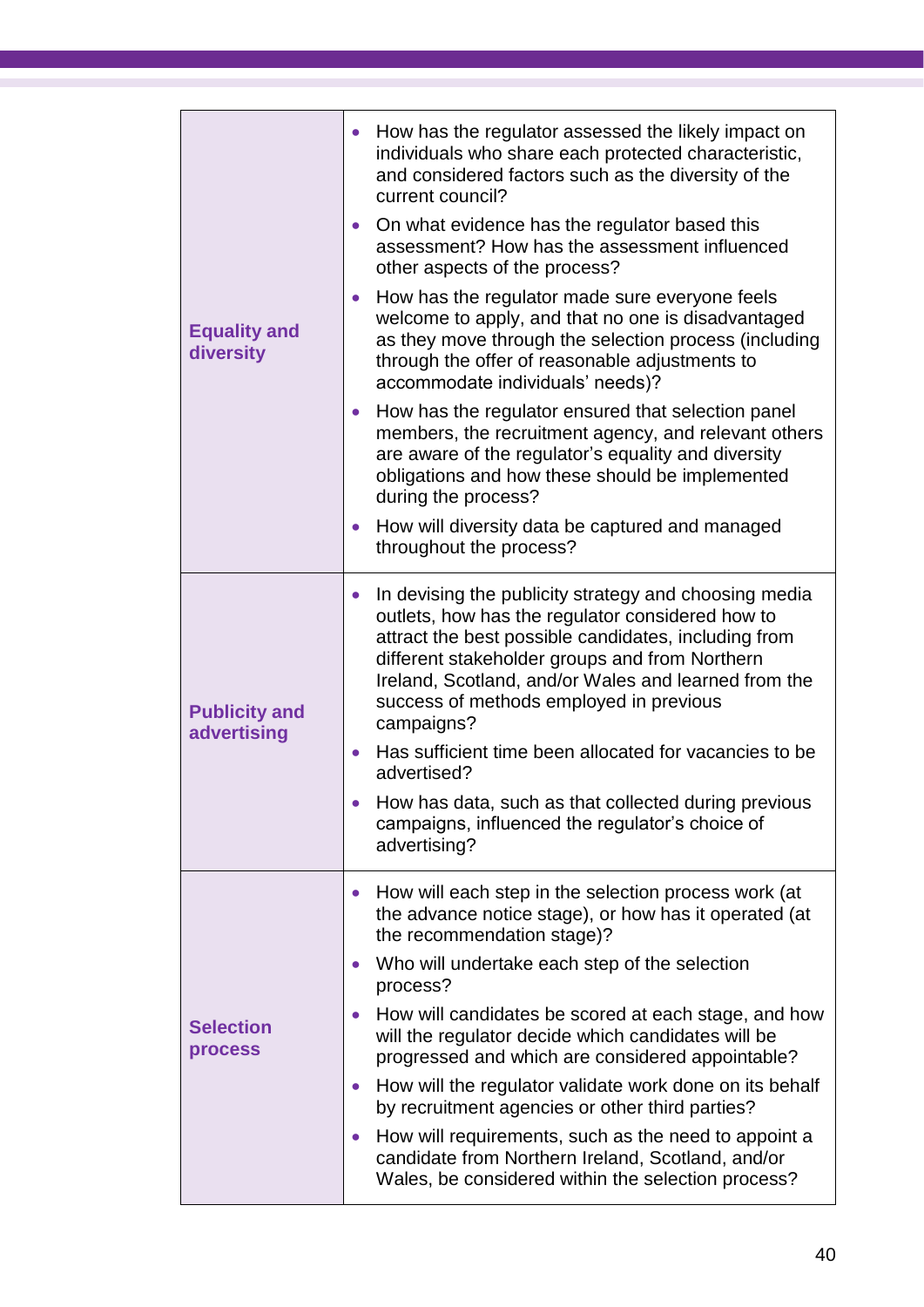| | |
|---|---|
| **Equality and diversity** | • How has the regulator assessed the likely impact on individuals who share each protected characteristic, and considered factors such as the diversity of the current council?<br>• On what evidence has the regulator based this assessment? How has the assessment influenced other aspects of the process?<br>• How has the regulator made sure everyone feels welcome to apply, and that no one is disadvantaged as they move through the selection process (including through the offer of reasonable adjustments to accommodate individuals' needs)?<br>• How has the regulator ensured that selection panel members, the recruitment agency, and relevant others are aware of the regulator's equality and diversity obligations and how these should be implemented during the process?<br>• How will diversity data be captured and managed throughout the process? |
| **Publicity and advertising** | • In devising the publicity strategy and choosing media outlets, how has the regulator considered how to attract the best possible candidates, including from different stakeholder groups and from Northern Ireland, Scotland, and/or Wales and learned from the success of methods employed in previous campaigns?<br>• Has sufficient time been allocated for vacancies to be advertised?<br>• How has data, such as that collected during previous campaigns, influenced the regulator's choice of advertising? |
| **Selection process** | • How will each step in the selection process work (at the advance notice stage), or how has it operated (at the recommendation stage)?<br>• Who will undertake each step of the selection process?<br>• How will candidates be scored at each stage, and how will the regulator decide which candidates will be progressed and which are considered appointable?<br>• How will the regulator validate work done on its behalf by recruitment agencies or other third parties?<br>• How will requirements, such as the need to appoint a candidate from Northern Ireland, Scotland, and/or Wales, be considered within the selection process? |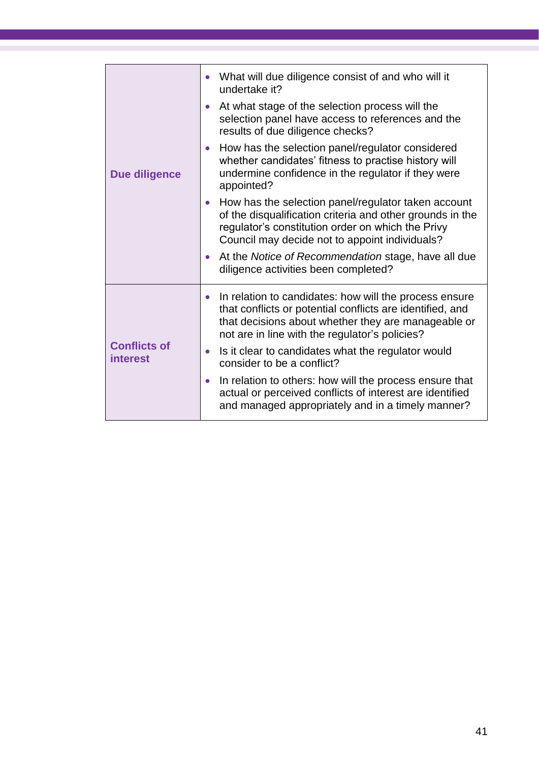| | |
|---|---|
| **Due diligence** | • What will due diligence consist of and who will it undertake it?<br>• At what stage of the selection process will the selection panel have access to references and the results of due diligence checks?<br>• How has the selection panel/regulator considered whether candidates' fitness to practise history will undermine confidence in the regulator if they were appointed?<br>• How has the selection panel/regulator taken account of the disqualification criteria and other grounds in the regulator's constitution order on which the Privy Council may decide not to appoint individuals?<br>• At the *Notice of Recommendation* stage, have all due diligence activities been completed? |
| **Conflicts of interest** | • In relation to candidates: how will the process ensure that conflicts or potential conflicts are identified, and that decisions about whether they are manageable or not are in line with the regulator's policies?<br>• Is it clear to candidates what the regulator would consider to be a conflict?<br>• In relation to others: how will the process ensure that actual or perceived conflicts of interest are identified and managed appropriately and in a timely manner? |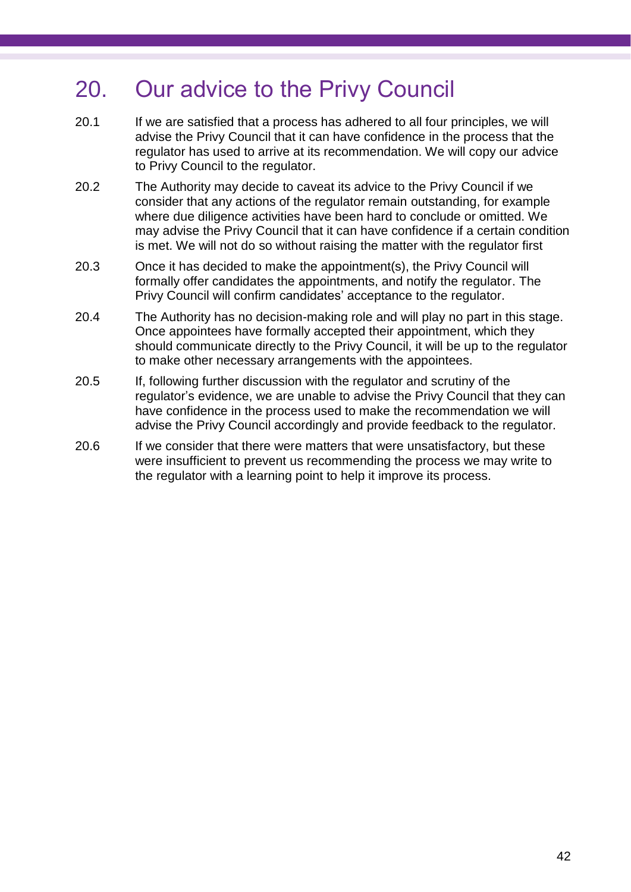# 20. Our advice to the Privy Council

20.1 If we are satisfied that a process has adhered to all four principles, we will advise the Privy Council that it can have confidence in the process that the regulator has used to arrive at its recommendation. We will copy our advice to Privy Council to the regulator.

20.2 The Authority may decide to caveat its advice to the Privy Council if we consider that any actions of the regulator remain outstanding, for example where due diligence activities have been hard to conclude or omitted. We may advise the Privy Council that it can have confidence if a certain condition is met. We will not do so without raising the matter with the regulator first

20.3 Once it has decided to make the appointment(s), the Privy Council will formally offer candidates the appointments, and notify the regulator. The Privy Council will confirm candidates' acceptance to the regulator.

20.4 The Authority has no decision-making role and will play no part in this stage. Once appointees have formally accepted their appointment, which they should communicate directly to the Privy Council, it will be up to the regulator to make other necessary arrangements with the appointees.

20.5 If, following further discussion with the regulator and scrutiny of the regulator's evidence, we are unable to advise the Privy Council that they can have confidence in the process used to make the recommendation we will advise the Privy Council accordingly and provide feedback to the regulator.

20.6 If we consider that there were matters that were unsatisfactory, but these were insufficient to prevent us recommending the process we may write to the regulator with a learning point to help it improve its process.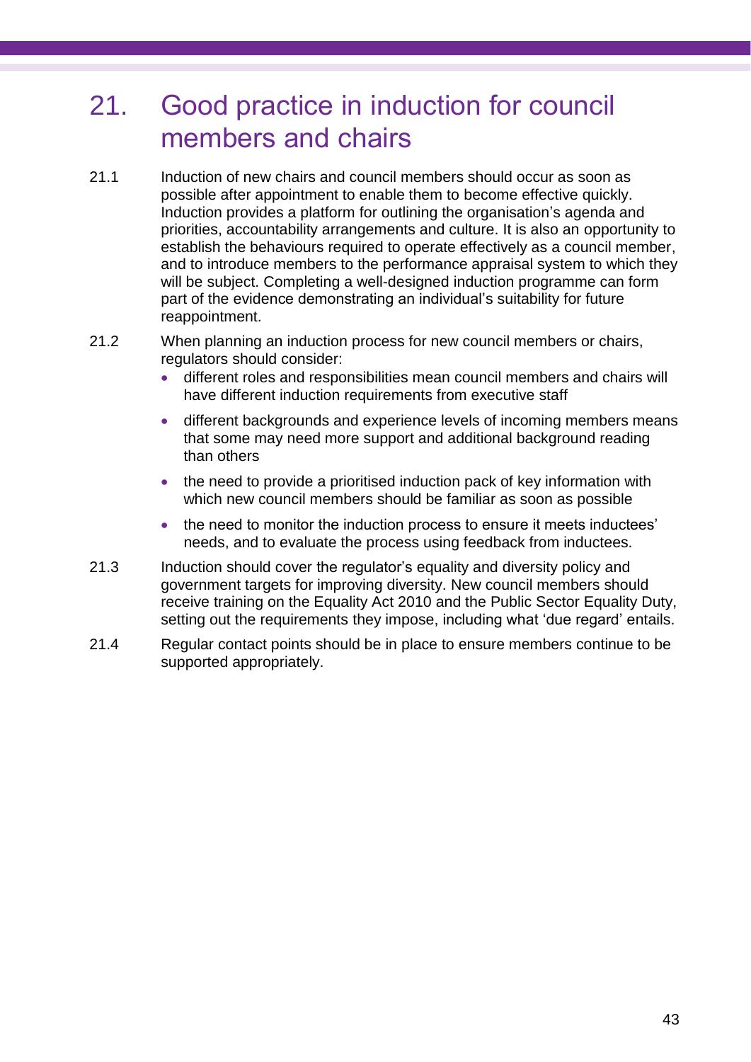# 21. Good practice in induction for council members and chairs

21.1 Induction of new chairs and council members should occur as soon as possible after appointment to enable them to become effective quickly. Induction provides a platform for outlining the organisation's agenda and priorities, accountability arrangements and culture. It is also an opportunity to establish the behaviours required to operate effectively as a council member, and to introduce members to the performance appraisal system to which they will be subject. Completing a well-designed induction programme can form part of the evidence demonstrating an individual's suitability for future reappointment.

21.2 When planning an induction process for new council members or chairs, regulators should consider:

- different roles and responsibilities mean council members and chairs will have different induction requirements from executive staff
- different backgrounds and experience levels of incoming members means that some may need more support and additional background reading than others
- the need to provide a prioritised induction pack of key information with which new council members should be familiar as soon as possible
- the need to monitor the induction process to ensure it meets inductees' needs, and to evaluate the process using feedback from inductees.

21.3 Induction should cover the regulator's equality and diversity policy and government targets for improving diversity. New council members should receive training on the Equality Act 2010 and the Public Sector Equality Duty, setting out the requirements they impose, including what 'due regard' entails.

21.4 Regular contact points should be in place to ensure members continue to be supported appropriately.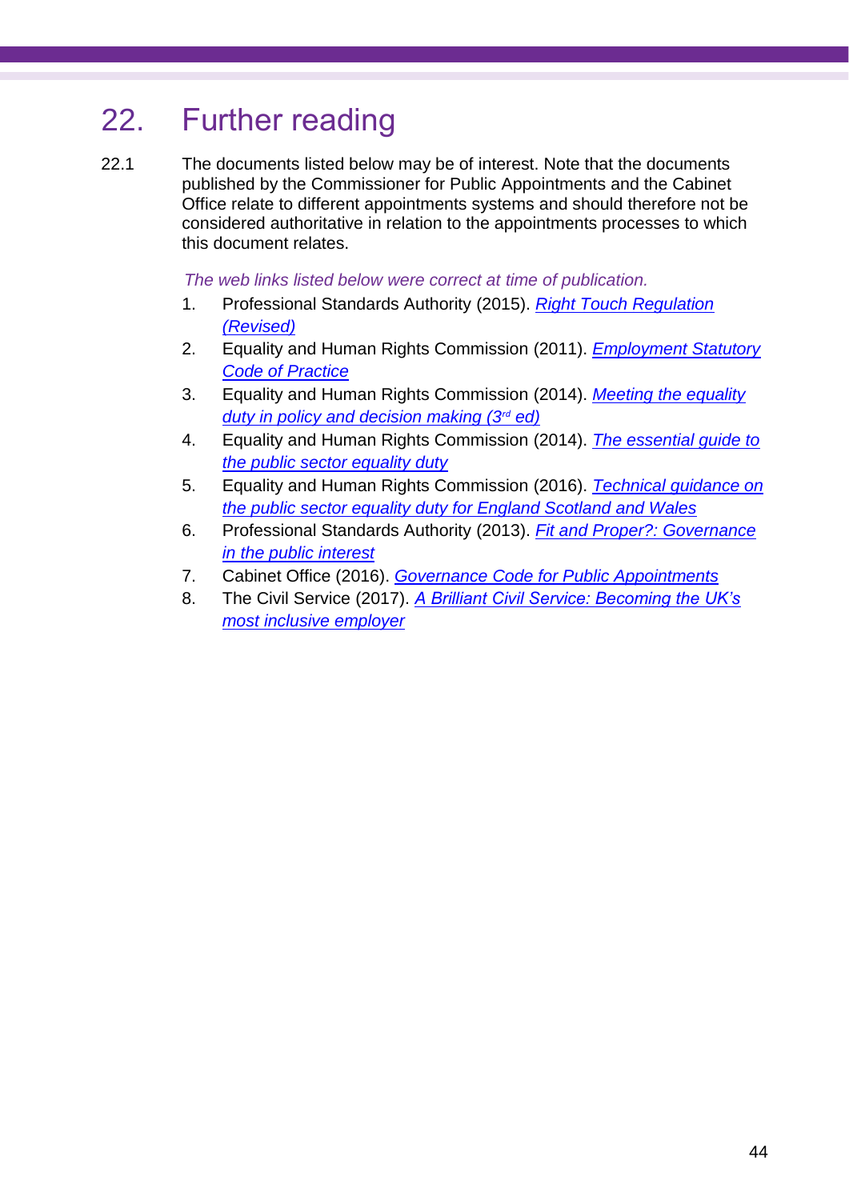# 22. Further reading

22.1 The documents listed below may be of interest. Note that the documents published by the Commissioner for Public Appointments and the Cabinet Office relate to different appointments systems and should therefore not be considered authoritative in relation to the appointments processes to which this document relates.

*The web links listed below were correct at time of publication.*

1. Professional Standards Authority (2015). *Right Touch Regulation (Revised)*
2. Equality and Human Rights Commission (2011). *Employment Statutory Code of Practice*
3. Equality and Human Rights Commission (2014). *Meeting the equality duty in policy and decision making (3rd ed)*
4. Equality and Human Rights Commission (2014). *The essential guide to the public sector equality duty*
5. Equality and Human Rights Commission (2016). *Technical guidance on the public sector equality duty for England Scotland and Wales*
6. Professional Standards Authority (2013). *Fit and Proper?: Governance in the public interest*
7. Cabinet Office (2016). *Governance Code for Public Appointments*
8. The Civil Service (2017). *A Brilliant Civil Service: Becoming the UK's most inclusive employer*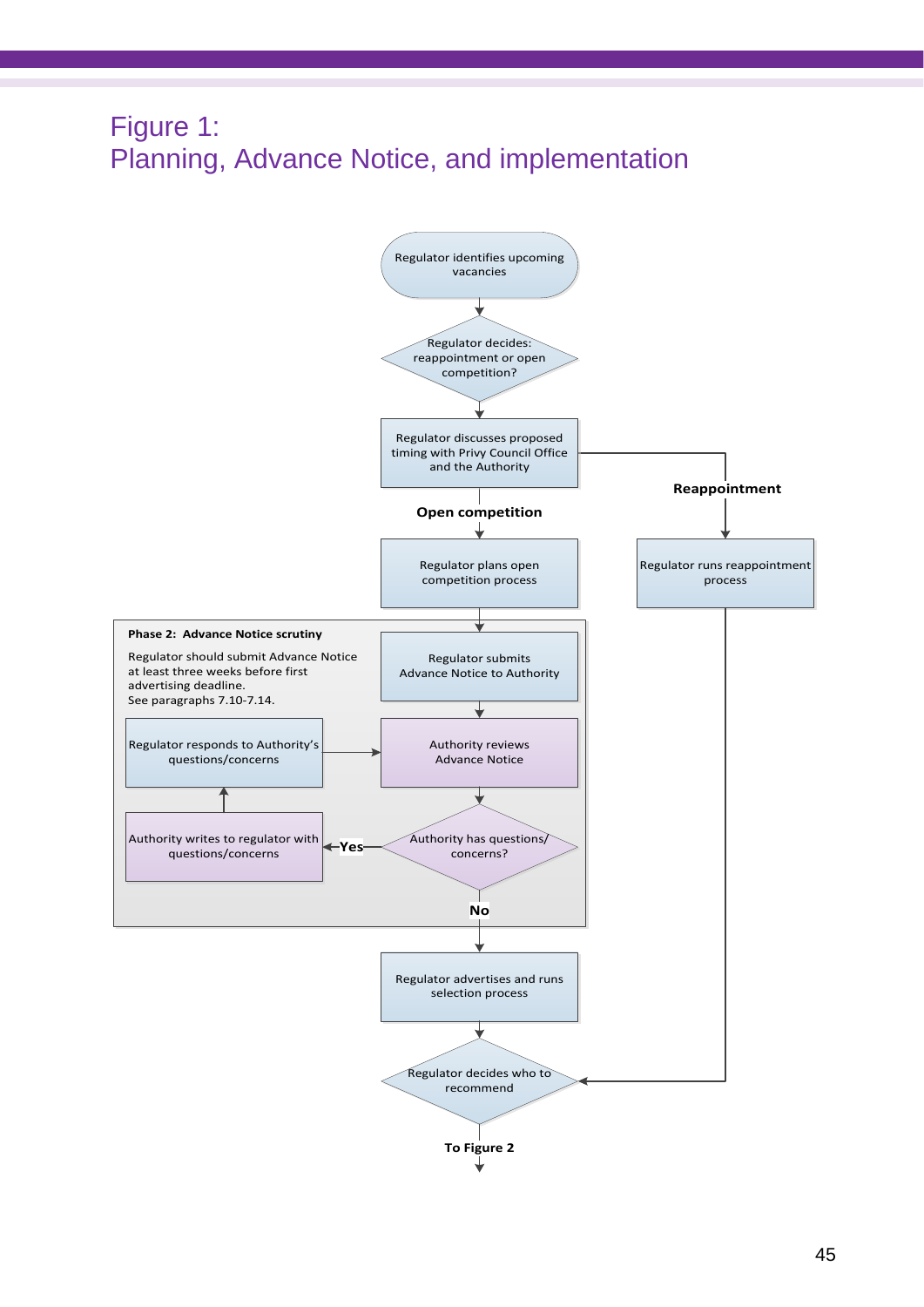# Figure 1:
# Planning, Advance Notice, and implementation

Regulator identifies upcoming vacancies

Regulator decides: reappointment or open competition?

Regulator discusses proposed timing with Privy Council Office and the Authority

**Reappointment**

Regulator runs reappointment process

**Open competition**

Regulator plans open competition process

**Phase 2: Advance Notice scrutiny**

Regulator should submit Advance Notice at least three weeks before first advertising deadline.
See paragraphs 7.10-7.14.

Regulator submits Advance Notice to Authority

Authority reviews Advance Notice

Authority has questions/ concerns?

**Yes**

Authority writes to regulator with questions/concerns

Regulator responds to Authority's questions/concerns

**No**

Regulator advertises and runs selection process

Regulator decides who to recommend

**To Figure 2**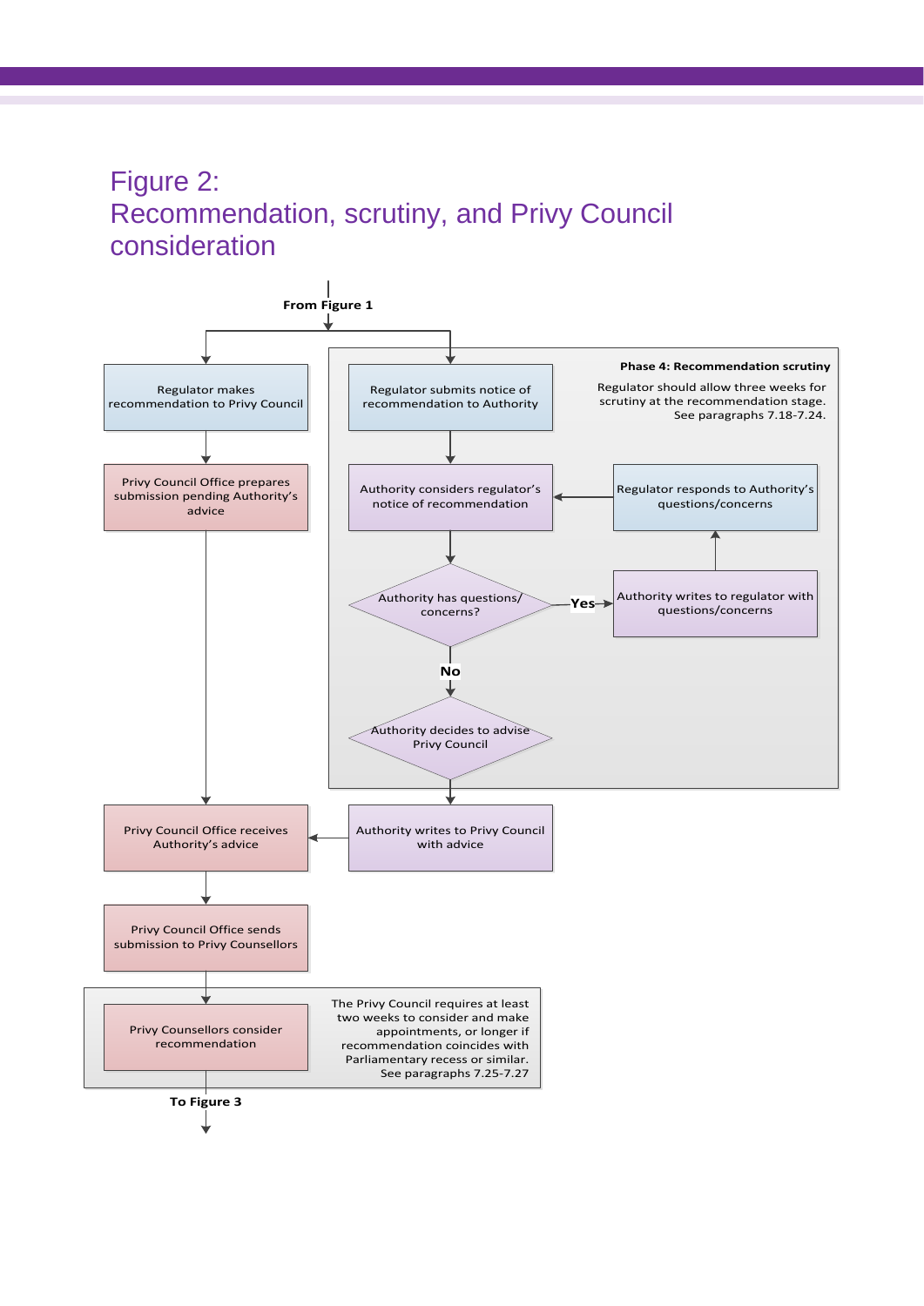# Figure 2: Recommendation, scrutiny, and Privy Council consideration

From Figure 1

**Phase 4: Recommendation scrutiny**

Regulator should allow three weeks for scrutiny at the recommendation stage. See paragraphs 7.18-7.24.

- Regulator makes recommendation to Privy Council
- Privy Council Office prepares submission pending Authority's advice
- Regulator submits notice of recommendation to Authority
- Authority considers regulator's notice of recommendation
- Authority has questions/ concerns?
  - Yes → Authority writes to regulator with questions/concerns → Regulator responds to Authority's questions/concerns → Authority considers regulator's notice of recommendation
  - No → Authority decides to advise Privy Council
- Authority writes to Privy Council with advice
- Privy Council Office receives Authority's advice
- Privy Council Office sends submission to Privy Counsellors
- Privy Counsellors consider recommendation

The Privy Council requires at least two weeks to consider and make appointments, or longer if recommendation coincides with Parliamentary recess or similar. See paragraphs 7.25-7.27

To Figure 3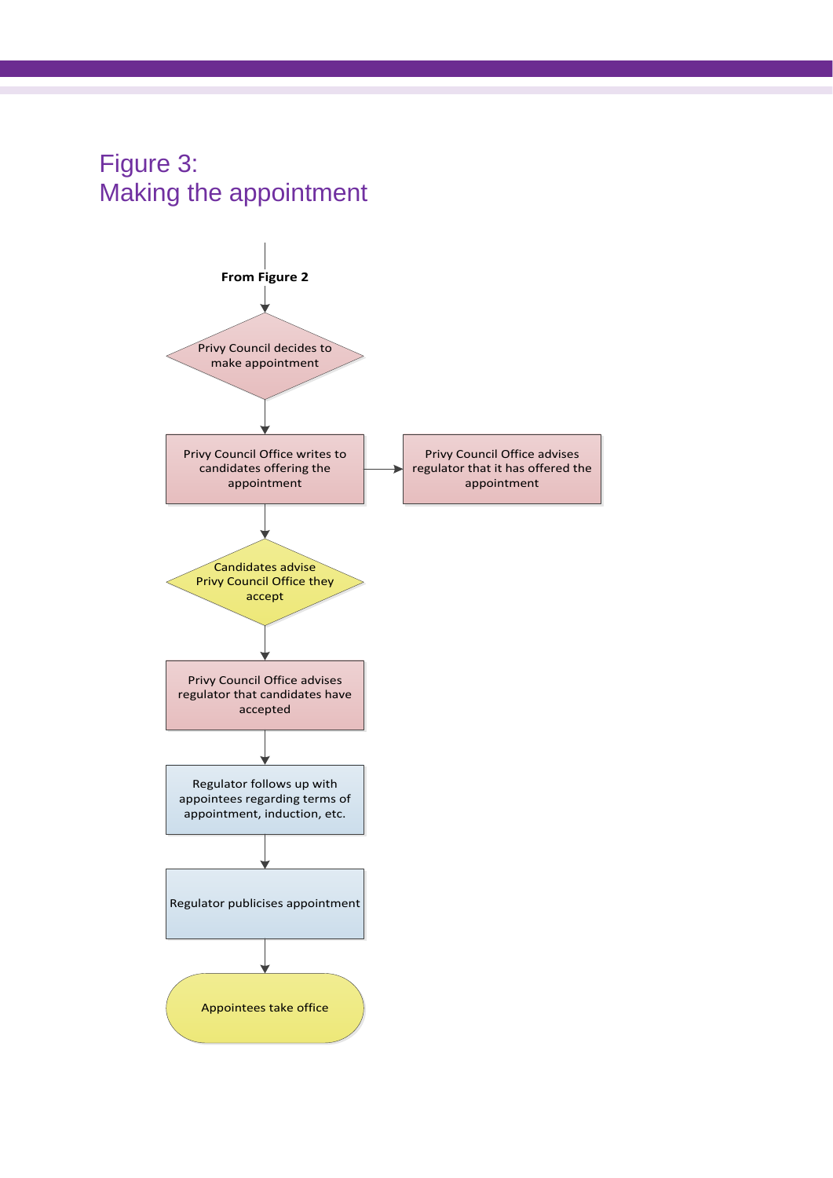# Figure 3:
# Making the appointment

From Figure 2

Privy Council decides to make appointment

Privy Council Office writes to candidates offering the appointment

Privy Council Office advises regulator that it has offered the appointment

Candidates advise Privy Council Office they accept

Privy Council Office advises regulator that candidates have accepted

Regulator follows up with appointees regarding terms of appointment, induction, etc.

Regulator publicises appointment

Appointees take office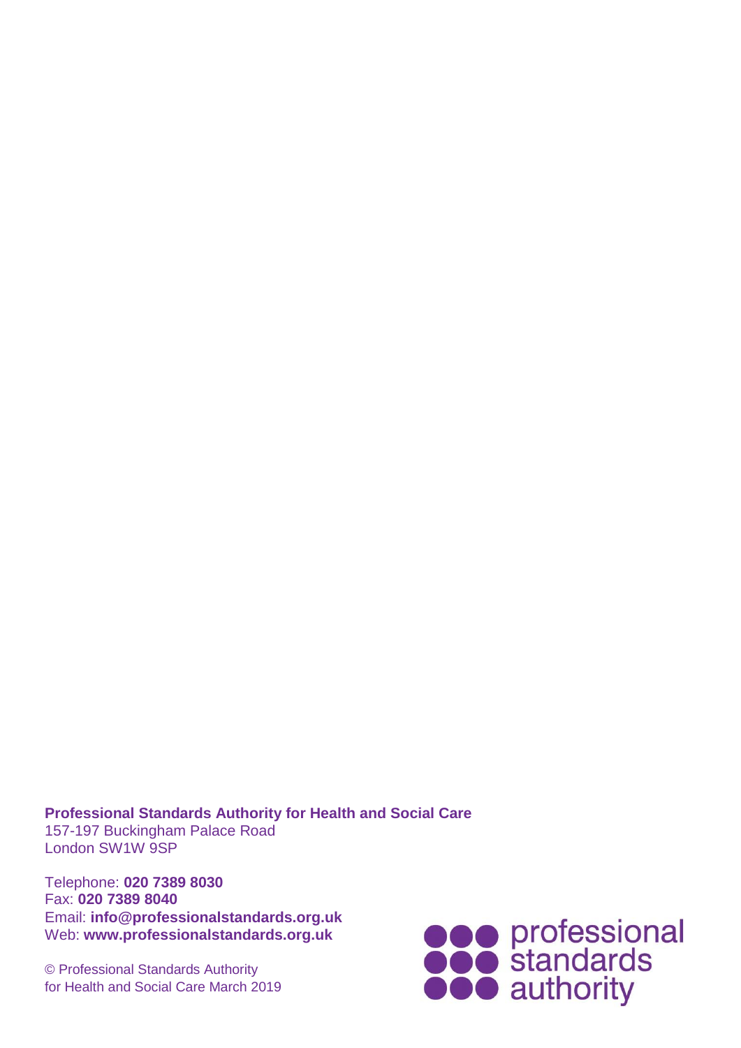**Professional Standards Authority for Health and Social Care**
157-197 Buckingham Palace Road
London SW1W 9SP

Telephone: **020 7389 8030**
Fax: **020 7389 8040**
Email: **info@professionalstandards.org.uk**
Web: **www.professionalstandards.org.uk**

© Professional Standards Authority
for Health and Social Care March 2019

professional
standards
authority